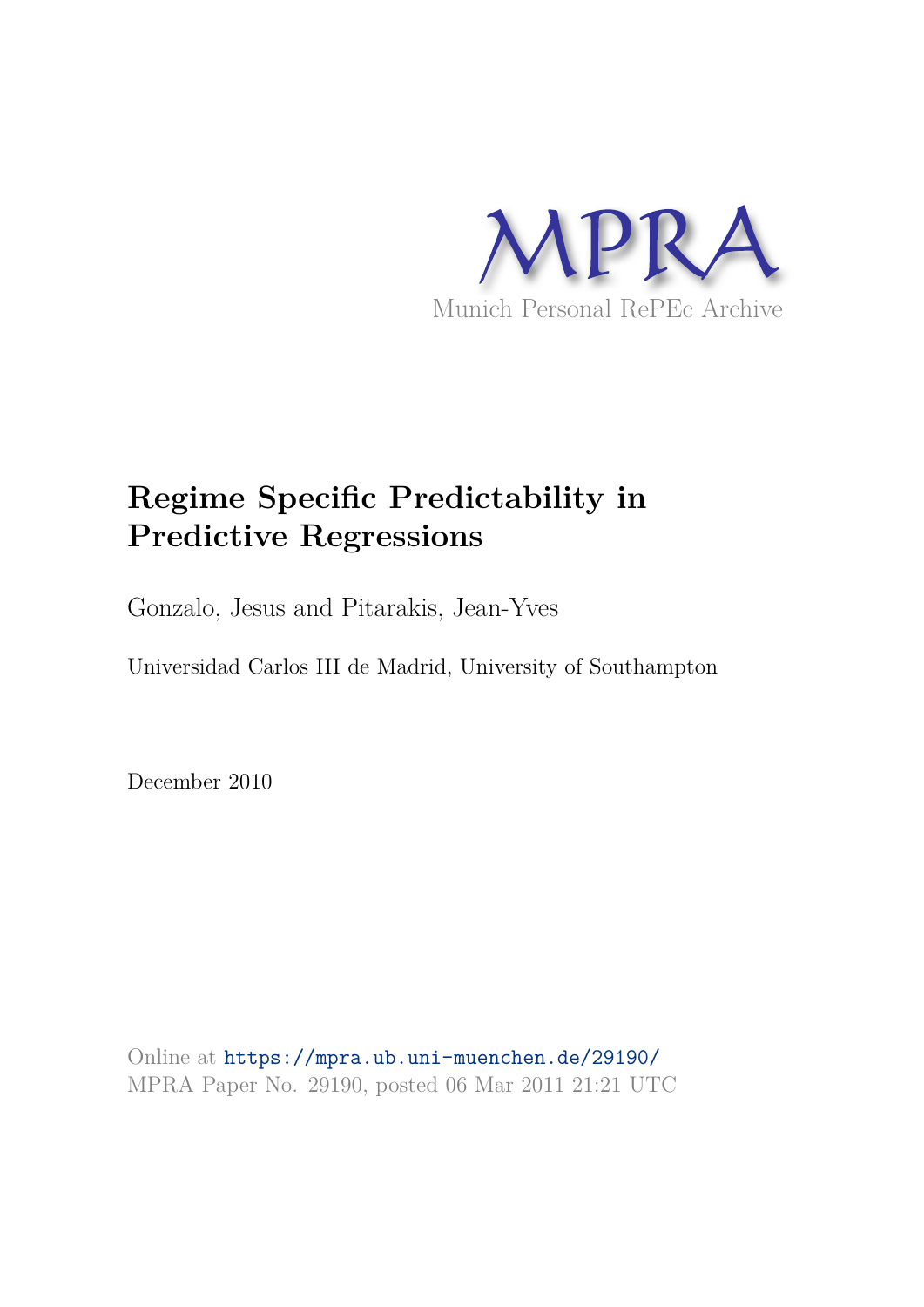MPRA

Munich Personal RePEc Archive

# Regime Specific Predictability in Predictive Regressions

Gonzalo, Jesus and Pitarakis, Jean-Yves

Universidad Carlos III de Madrid, University of Southampton

December 2010

Online at https://mpra.ub.uni-muenchen.de/29190/
MPRA Paper No. 29190, posted 06 Mar 2011 21:21 UTC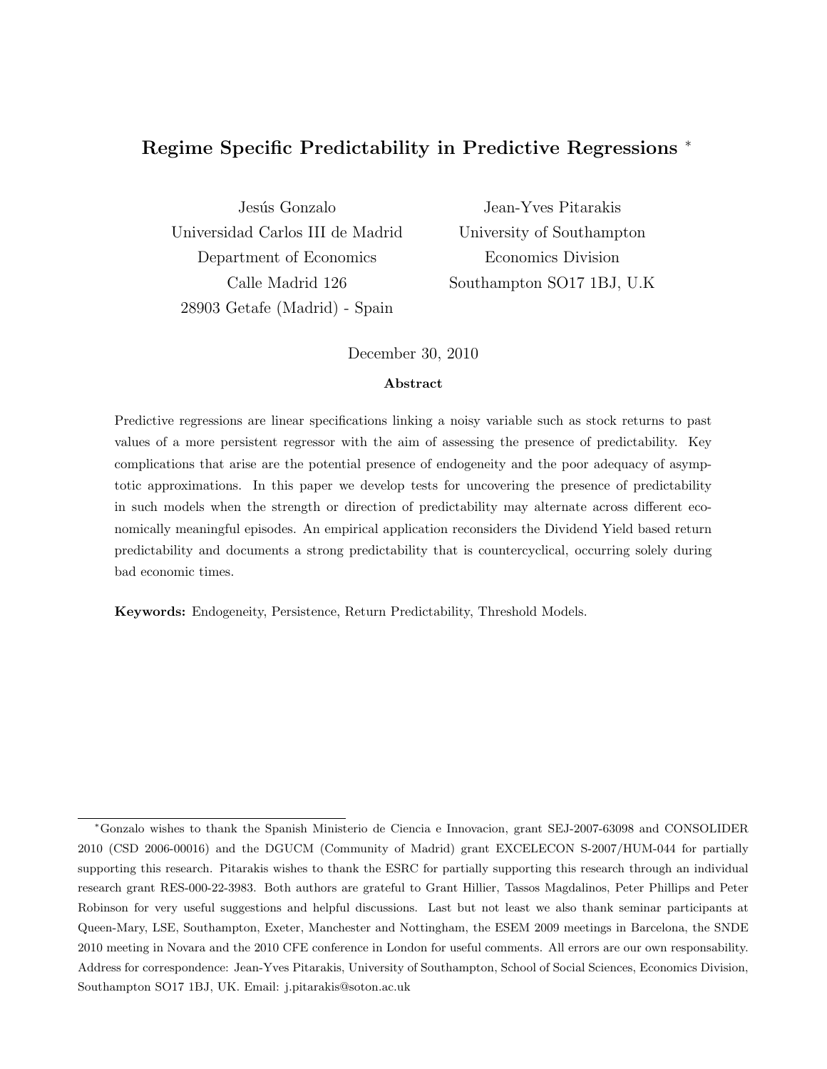# Regime Specific Predictability in Predictive Regressions *

Jesús Gonzalo
Universidad Carlos III de Madrid
Department of Economics
Calle Madrid 126
28903 Getafe (Madrid) - Spain

Jean-Yves Pitarakis
University of Southampton
Economics Division
Southampton SO17 1BJ, U.K

December 30, 2010

**Abstract**

Predictive regressions are linear specifications linking a noisy variable such as stock returns to past values of a more persistent regressor with the aim of assessing the presence of predictability. Key complications that arise are the potential presence of endogeneity and the poor adequacy of asymptotic approximations. In this paper we develop tests for uncovering the presence of predictability in such models when the strength or direction of predictability may alternate across different economically meaningful episodes. An empirical application reconsiders the Dividend Yield based return predictability and documents a strong predictability that is countercyclical, occurring solely during bad economic times.

**Keywords:** Endogeneity, Persistence, Return Predictability, Threshold Models.

---

*Gonzalo wishes to thank the Spanish Ministerio de Ciencia e Innovacion, grant SEJ-2007-63098 and CONSOLIDER 2010 (CSD 2006-00016) and the DGUCM (Community of Madrid) grant EXCELECON S-2007/HUM-044 for partially supporting this research. Pitarakis wishes to thank the ESRC for partially supporting this research through an individual research grant RES-000-22-3983. Both authors are grateful to Grant Hillier, Tassos Magdalinos, Peter Phillips and Peter Robinson for very useful suggestions and helpful discussions. Last but not least we also thank seminar participants at Queen-Mary, LSE, Southampton, Exeter, Manchester and Nottingham, the ESEM 2009 meetings in Barcelona, the SNDE 2010 meeting in Novara and the 2010 CFE conference in London for useful comments. All errors are our own responsability. Address for correspondence: Jean-Yves Pitarakis, University of Southampton, School of Social Sciences, Economics Division, Southampton SO17 1BJ, UK. Email: j.pitarakis@soton.ac.uk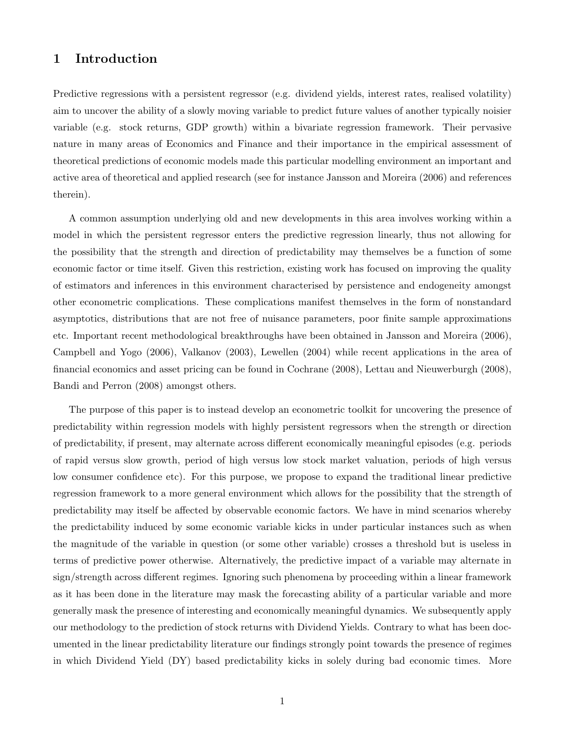# 1 Introduction

Predictive regressions with a persistent regressor (e.g. dividend yields, interest rates, realised volatility) aim to uncover the ability of a slowly moving variable to predict future values of another typically noisier variable (e.g. stock returns, GDP growth) within a bivariate regression framework. Their pervasive nature in many areas of Economics and Finance and their importance in the empirical assessment of theoretical predictions of economic models made this particular modelling environment an important and active area of theoretical and applied research (see for instance Jansson and Moreira (2006) and references therein).

A common assumption underlying old and new developments in this area involves working within a model in which the persistent regressor enters the predictive regression linearly, thus not allowing for the possibility that the strength and direction of predictability may themselves be a function of some economic factor or time itself. Given this restriction, existing work has focused on improving the quality of estimators and inferences in this environment characterised by persistence and endogeneity amongst other econometric complications. These complications manifest themselves in the form of nonstandard asymptotics, distributions that are not free of nuisance parameters, poor finite sample approximations etc. Important recent methodological breakthroughs have been obtained in Jansson and Moreira (2006), Campbell and Yogo (2006), Valkanov (2003), Lewellen (2004) while recent applications in the area of financial economics and asset pricing can be found in Cochrane (2008), Lettau and Nieuwerburgh (2008), Bandi and Perron (2008) amongst others.

The purpose of this paper is to instead develop an econometric toolkit for uncovering the presence of predictability within regression models with highly persistent regressors when the strength or direction of predictability, if present, may alternate across different economically meaningful episodes (e.g. periods of rapid versus slow growth, period of high versus low stock market valuation, periods of high versus low consumer confidence etc). For this purpose, we propose to expand the traditional linear predictive regression framework to a more general environment which allows for the possibility that the strength of predictability may itself be affected by observable economic factors. We have in mind scenarios whereby the predictability induced by some economic variable kicks in under particular instances such as when the magnitude of the variable in question (or some other variable) crosses a threshold but is useless in terms of predictive power otherwise. Alternatively, the predictive impact of a variable may alternate in sign/strength across different regimes. Ignoring such phenomena by proceeding within a linear framework as it has been done in the literature may mask the forecasting ability of a particular variable and more generally mask the presence of interesting and economically meaningful dynamics. We subsequently apply our methodology to the prediction of stock returns with Dividend Yields. Contrary to what has been documented in the linear predictability literature our findings strongly point towards the presence of regimes in which Dividend Yield (DY) based predictability kicks in solely during bad economic times. More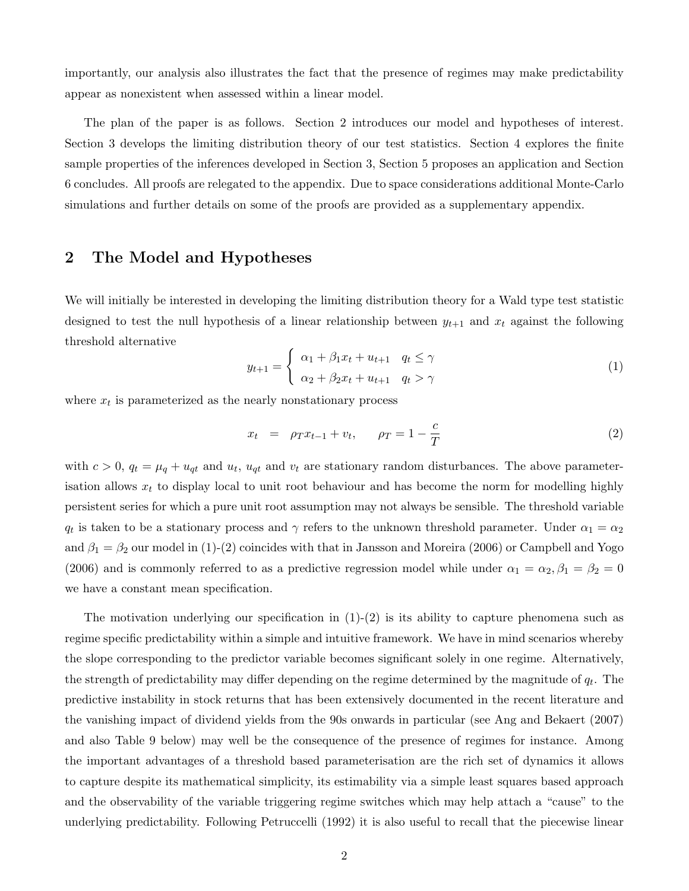importantly, our analysis also illustrates the fact that the presence of regimes may make predictability appear as nonexistent when assessed within a linear model.

The plan of the paper is as follows. Section 2 introduces our model and hypotheses of interest. Section 3 develops the limiting distribution theory of our test statistics. Section 4 explores the finite sample properties of the inferences developed in Section 3, Section 5 proposes an application and Section 6 concludes. All proofs are relegated to the appendix. Due to space considerations additional Monte-Carlo simulations and further details on some of the proofs are provided as a supplementary appendix.

## 2 The Model and Hypotheses

We will initially be interested in developing the limiting distribution theory for a Wald type test statistic designed to test the null hypothesis of a linear relationship between $y_{t+1}$ and $x_t$ against the following threshold alternative

$$
y_{t+1} = \begin{cases} \alpha_1 + \beta_1 x_t + u_{t+1} & q_t \leq \gamma \\ \alpha_2 + \beta_2 x_t + u_{t+1} & q_t > \gamma \end{cases} \tag{1}
$$

where $x_t$ is parameterized as the nearly nonstationary process

$$
x_t = \rho_T x_{t-1} + v_t, \qquad \rho_T = 1 - \frac{c}{T} \tag{2}
$$

with $c > 0$, $q_t = \mu_q + u_{qt}$ and $u_t$, $u_{qt}$ and $v_t$ are stationary random disturbances. The above parameterisation allows $x_t$ to display local to unit root behaviour and has become the norm for modelling highly persistent series for which a pure unit root assumption may not always be sensible. The threshold variable $q_t$ is taken to be a stationary process and $\gamma$ refers to the unknown threshold parameter. Under $\alpha_1 = \alpha_2$ and $\beta_1 = \beta_2$ our model in (1)-(2) coincides with that in Jansson and Moreira (2006) or Campbell and Yogo (2006) and is commonly referred to as a predictive regression model while under $\alpha_1 = \alpha_2, \beta_1 = \beta_2 = 0$ we have a constant mean specification.

The motivation underlying our specification in (1)-(2) is its ability to capture phenomena such as regime specific predictability within a simple and intuitive framework. We have in mind scenarios whereby the slope corresponding to the predictor variable becomes significant solely in one regime. Alternatively, the strength of predictability may differ depending on the regime determined by the magnitude of $q_t$. The predictive instability in stock returns that has been extensively documented in the recent literature and the vanishing impact of dividend yields from the 90s onwards in particular (see Ang and Bekaert (2007) and also Table 9 below) may well be the consequence of the presence of regimes for instance. Among the important advantages of a threshold based parameterisation are the rich set of dynamics it allows to capture despite its mathematical simplicity, its estimability via a simple least squares based approach and the observability of the variable triggering regime switches which may help attach a "cause" to the underlying predictability. Following Petruccelli (1992) it is also useful to recall that the piecewise linear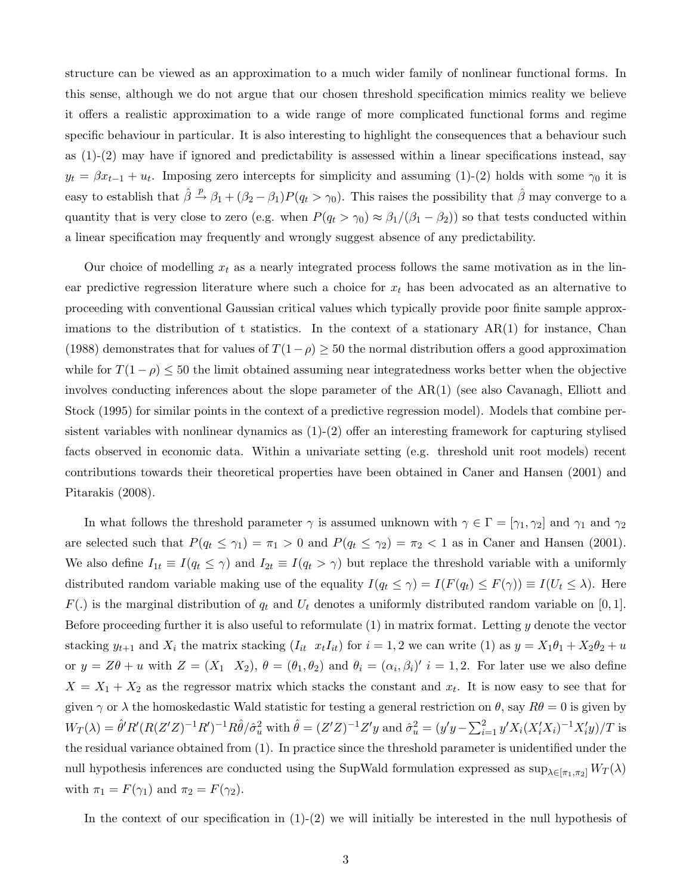structure can be viewed as an approximation to a much wider family of nonlinear functional forms. In this sense, although we do not argue that our chosen threshold specification mimics reality we believe it offers a realistic approximation to a wide range of more complicated functional forms and regime specific behaviour in particular. It is also interesting to highlight the consequences that a behaviour such as (1)-(2) may have if ignored and predictability is assessed within a linear specifications instead, say $y_t = \beta x_{t-1} + u_t$. Imposing zero intercepts for simplicity and assuming (1)-(2) holds with some $\gamma_0$ it is easy to establish that $\hat{\beta} \xrightarrow{p} \beta_1 + (\beta_2 - \beta_1)P(q_t > \gamma_0)$. This raises the possibility that $\hat{\beta}$ may converge to a quantity that is very close to zero (e.g. when $P(q_t > \gamma_0) \approx \beta_1/(\beta_1 - \beta_2)$) so that tests conducted within a linear specification may frequently and wrongly suggest absence of any predictability.

Our choice of modelling $x_t$ as a nearly integrated process follows the same motivation as in the linear predictive regression literature where such a choice for $x_t$ has been advocated as an alternative to proceeding with conventional Gaussian critical values which typically provide poor finite sample approximations to the distribution of t statistics. In the context of a stationary AR(1) for instance, Chan (1988) demonstrates that for values of $T(1-\rho) \geq 50$ the normal distribution offers a good approximation while for $T(1-\rho) \leq 50$ the limit obtained assuming near integratedness works better when the objective involves conducting inferences about the slope parameter of the AR(1) (see also Cavanagh, Elliott and Stock (1995) for similar points in the context of a predictive regression model). Models that combine persistent variables with nonlinear dynamics as (1)-(2) offer an interesting framework for capturing stylised facts observed in economic data. Within a univariate setting (e.g. threshold unit root models) recent contributions towards their theoretical properties have been obtained in Caner and Hansen (2001) and Pitarakis (2008).

In what follows the threshold parameter $\gamma$ is assumed unknown with $\gamma \in \Gamma = [\gamma_1, \gamma_2]$ and $\gamma_1$ and $\gamma_2$ are selected such that $P(q_t \leq \gamma_1) = \pi_1 > 0$ and $P(q_t \leq \gamma_2) = \pi_2 < 1$ as in Caner and Hansen (2001). We also define $I_{1t} \equiv I(q_t \leq \gamma)$ and $I_{2t} \equiv I(q_t > \gamma)$ but replace the threshold variable with a uniformly distributed random variable making use of the equality $I(q_t \leq \gamma) = I(F(q_t) \leq F(\gamma)) \equiv I(U_t \leq \lambda)$. Here $F(.)$ is the marginal distribution of $q_t$ and $U_t$ denotes a uniformly distributed random variable on $[0, 1]$. Before proceeding further it is also useful to reformulate (1) in matrix format. Letting $y$ denote the vector stacking $y_{t+1}$ and $X_i$ the matrix stacking $(I_{it} \;\; x_t I_{it})$ for $i = 1, 2$ we can write (1) as $y = X_1\theta_1 + X_2\theta_2 + u$ or $y = Z\theta + u$ with $Z = (X_1 \;\; X_2)$, $\theta = (\theta_1, \theta_2)$ and $\theta_i = (\alpha_i, \beta_i)'$ $i = 1, 2$. For later use we also define $X = X_1 + X_2$ as the regressor matrix which stacks the constant and $x_t$. It is now easy to see that for given $\gamma$ or $\lambda$ the homoskedastic Wald statistic for testing a general restriction on $\theta$, say $R\theta = 0$ is given by $W_T(\lambda) = \hat{\theta}'R'(R(Z'Z)^{-1}R')^{-1}R\hat{\theta}/\hat{\sigma}_u^2$ with $\hat{\theta} = (Z'Z)^{-1}Z'y$ and $\hat{\sigma}_u^2 = (y'y - \sum_{i=1}^{2} y'X_i(X_i'X_i)^{-1}X_i'y)/T$ is the residual variance obtained from (1). In practice since the threshold parameter is unidentified under the null hypothesis inferences are conducted using the SupWald formulation expressed as $\sup_{\lambda \in [\pi_1, \pi_2]} W_T(\lambda)$ with $\pi_1 = F(\gamma_1)$ and $\pi_2 = F(\gamma_2)$.

In the context of our specification in (1)-(2) we will initially be interested in the null hypothesis of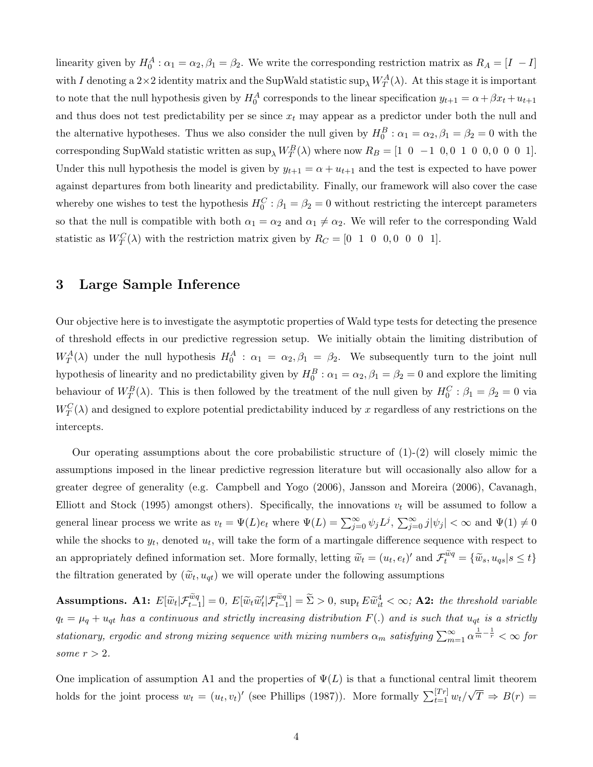linearity given by $H_0^A: \alpha_1 = \alpha_2, \beta_1 = \beta_2$. We write the corresponding restriction matrix as $R_A = [I \ -I]$ with $I$ denoting a $2 \times 2$ identity matrix and the SupWald statistic $\sup_\lambda W_T^A(\lambda)$. At this stage it is important to note that the null hypothesis given by $H_0^A$ corresponds to the linear specification $y_{t+1} = \alpha + \beta x_t + u_{t+1}$ and thus does not test predictability per se since $x_t$ may appear as a predictor under both the null and the alternative hypotheses. Thus we also consider the null given by $H_0^B: \alpha_1 = \alpha_2, \beta_1 = \beta_2 = 0$ with the corresponding SupWald statistic written as $\sup_\lambda W_T^B(\lambda)$ where now $R_B = [1 \ 0 \ -1 \ 0, 0 \ 1 \ 0 \ 0, 0 \ 0 \ 0 \ 1]$. Under this null hypothesis the model is given by $y_{t+1} = \alpha + u_{t+1}$ and the test is expected to have power against departures from both linearity and predictability. Finally, our framework will also cover the case whereby one wishes to test the hypothesis $H_0^C: \beta_1 = \beta_2 = 0$ without restricting the intercept parameters so that the null is compatible with both $\alpha_1 = \alpha_2$ and $\alpha_1 \neq \alpha_2$. We will refer to the corresponding Wald statistic as $W_T^C(\lambda)$ with the restriction matrix given by $R_C = [0 \ 1 \ 0 \ 0, 0 \ 0 \ 0 \ 1]$.

## 3 Large Sample Inference

Our objective here is to investigate the asymptotic properties of Wald type tests for detecting the presence of threshold effects in our predictive regression setup. We initially obtain the limiting distribution of $W_T^A(\lambda)$ under the null hypothesis $H_0^A: \alpha_1 = \alpha_2, \beta_1 = \beta_2$. We subsequently turn to the joint null hypothesis of linearity and no predictability given by $H_0^B: \alpha_1 = \alpha_2, \beta_1 = \beta_2 = 0$ and explore the limiting behaviour of $W_T^B(\lambda)$. This is then followed by the treatment of the null given by $H_0^C: \beta_1 = \beta_2 = 0$ via $W_T^C(\lambda)$ and designed to explore potential predictability induced by $x$ regardless of any restrictions on the intercepts.

Our operating assumptions about the core probabilistic structure of (1)-(2) will closely mimic the assumptions imposed in the linear predictive regression literature but will occasionally also allow for a greater degree of generality (e.g. Campbell and Yogo (2006), Jansson and Moreira (2006), Cavanagh, Elliott and Stock (1995) amongst others). Specifically, the innovations $v_t$ will be assumed to follow a general linear process we write as $v_t = \Psi(L)e_t$ where $\Psi(L) = \sum_{j=0}^{\infty} \psi_j L^j$, $\sum_{j=0}^{\infty} j|\psi_j| < \infty$ and $\Psi(1) \neq 0$ while the shocks to $y_t$, denoted $u_t$, will take the form of a martingale difference sequence with respect to an appropriately defined information set. More formally, letting $\widetilde{w}_t = (u_t, e_t)'$ and $\mathcal{F}_t^{\widetilde{w}q} = \{\widetilde{w}_s, u_{qs} | s \leq t\}$ the filtration generated by $(\widetilde{w}_t, u_{qt})$ we will operate under the following assumptions

**Assumptions. A1:** $E[\widetilde{w}_t | \mathcal{F}_{t-1}^{\widetilde{w}q}] = 0$, $E[\widetilde{w}_t \widetilde{w}_t' | \mathcal{F}_{t-1}^{\widetilde{w}q}] = \widetilde{\Sigma} > 0$, $\sup_t E\widetilde{w}_{it}^4 < \infty$; **A2:** *the threshold variable* $q_t = \mu_q + u_{qt}$ *has a continuous and strictly increasing distribution* $F(.)$ *and is such that* $u_{qt}$ *is a strictly stationary, ergodic and strong mixing sequence with mixing numbers* $\alpha_m$ *satisfying* $\sum_{m=1}^{\infty} \alpha^{\frac{1}{m} - \frac{1}{r}} < \infty$ *for some* $r > 2$.

One implication of assumption A1 and the properties of $\Psi(L)$ is that a functional central limit theorem holds for the joint process $w_t = (u_t, v_t)'$ (see Phillips (1987)). More formally $\sum_{t=1}^{[Tr]} w_t / \sqrt{T} \Rightarrow B(r) =$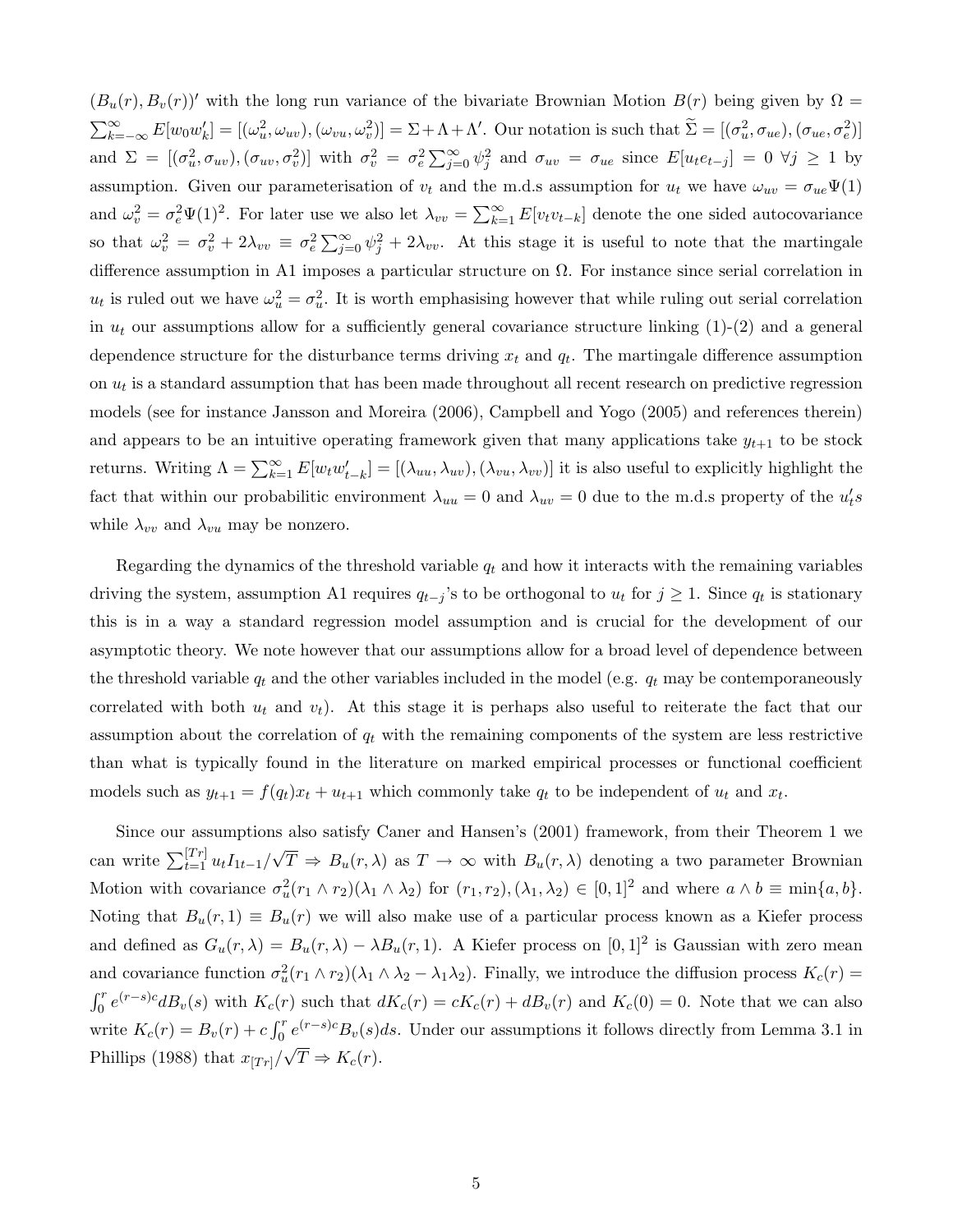$(B_u(r), B_v(r))'$ with the long run variance of the bivariate Brownian Motion $B(r)$ being given by $\Omega = \sum_{k=-\infty}^{\infty} E[w_0 w_k'] = [(\omega_u^2, \omega_{uv}), (\omega_{vu}, \omega_v^2)] = \Sigma + \Lambda + \Lambda'$. Our notation is such that $\widetilde{\Sigma} = [(\sigma_u^2, \sigma_{ue}), (\sigma_{ue}, \sigma_e^2)]$ and $\Sigma = [(\sigma_u^2, \sigma_{uv}), (\sigma_{uv}, \sigma_v^2)]$ with $\sigma_v^2 = \sigma_e^2 \sum_{j=0}^{\infty} \psi_j^2$ and $\sigma_{uv} = \sigma_{ue}$ since $E[u_t e_{t-j}] = 0 \ \forall j \geq 1$ by assumption. Given our parameterisation of $v_t$ and the m.d.s assumption for $u_t$ we have $\omega_{uv} = \sigma_{ue}\Psi(1)$ and $\omega_v^2 = \sigma_e^2 \Psi(1)^2$. For later use we also let $\lambda_{vv} = \sum_{k=1}^{\infty} E[v_t v_{t-k}]$ denote the one sided autocovariance so that $\omega_v^2 = \sigma_v^2 + 2\lambda_{vv} \equiv \sigma_e^2 \sum_{j=0}^{\infty} \psi_j^2 + 2\lambda_{vv}$. At this stage it is useful to note that the martingale difference assumption in A1 imposes a particular structure on $\Omega$. For instance since serial correlation in $u_t$ is ruled out we have $\omega_u^2 = \sigma_u^2$. It is worth emphasising however that while ruling out serial correlation in $u_t$ our assumptions allow for a sufficiently general covariance structure linking (1)-(2) and a general dependence structure for the disturbance terms driving $x_t$ and $q_t$. The martingale difference assumption on $u_t$ is a standard assumption that has been made throughout all recent research on predictive regression models (see for instance Jansson and Moreira (2006), Campbell and Yogo (2005) and references therein) and appears to be an intuitive operating framework given that many applications take $y_{t+1}$ to be stock returns. Writing $\Lambda = \sum_{k=1}^{\infty} E[w_t w_{t-k}'] = [(\lambda_{uu}, \lambda_{uv}), (\lambda_{vu}, \lambda_{vv})]$ it is also useful to explicitly highlight the fact that within our probabilitic environment $\lambda_{uu} = 0$ and $\lambda_{uv} = 0$ due to the m.d.s property of the $u_t's$ while $\lambda_{vv}$ and $\lambda_{vu}$ may be nonzero.

Regarding the dynamics of the threshold variable $q_t$ and how it interacts with the remaining variables driving the system, assumption A1 requires $q_{t-j}$'s to be orthogonal to $u_t$ for $j \geq 1$. Since $q_t$ is stationary this is in a way a standard regression model assumption and is crucial for the development of our asymptotic theory. We note however that our assumptions allow for a broad level of dependence between the threshold variable $q_t$ and the other variables included in the model (e.g. $q_t$ may be contemporaneously correlated with both $u_t$ and $v_t$). At this stage it is perhaps also useful to reiterate the fact that our assumption about the correlation of $q_t$ with the remaining components of the system are less restrictive than what is typically found in the literature on marked empirical processes or functional coefficient models such as $y_{t+1} = f(q_t)x_t + u_{t+1}$ which commonly take $q_t$ to be independent of $u_t$ and $x_t$.

Since our assumptions also satisfy Caner and Hansen's (2001) framework, from their Theorem 1 we can write $\sum_{t=1}^{[Tr]} u_t I_{1t-1}/\sqrt{T} \Rightarrow B_u(r, \lambda)$ as $T \to \infty$ with $B_u(r, \lambda)$ denoting a two parameter Brownian Motion with covariance $\sigma_u^2(r_1 \wedge r_2)(\lambda_1 \wedge \lambda_2)$ for $(r_1, r_2), (\lambda_1, \lambda_2) \in [0, 1]^2$ and where $a \wedge b \equiv \min\{a, b\}$. Noting that $B_u(r, 1) \equiv B_u(r)$ we will also make use of a particular process known as a Kiefer process and defined as $G_u(r, \lambda) = B_u(r, \lambda) - \lambda B_u(r, 1)$. A Kiefer process on $[0, 1]^2$ is Gaussian with zero mean and covariance function $\sigma_u^2(r_1 \wedge r_2)(\lambda_1 \wedge \lambda_2 - \lambda_1\lambda_2)$. Finally, we introduce the diffusion process $K_c(r) = \int_0^r e^{(r-s)c} dB_v(s)$ with $K_c(r)$ such that $dK_c(r) = cK_c(r) + dB_v(r)$ and $K_c(0) = 0$. Note that we can also write $K_c(r) = B_v(r) + c\int_0^r e^{(r-s)c} B_v(s) ds$. Under our assumptions it follows directly from Lemma 3.1 in Phillips (1988) that $x_{[Tr]}/\sqrt{T} \Rightarrow K_c(r)$.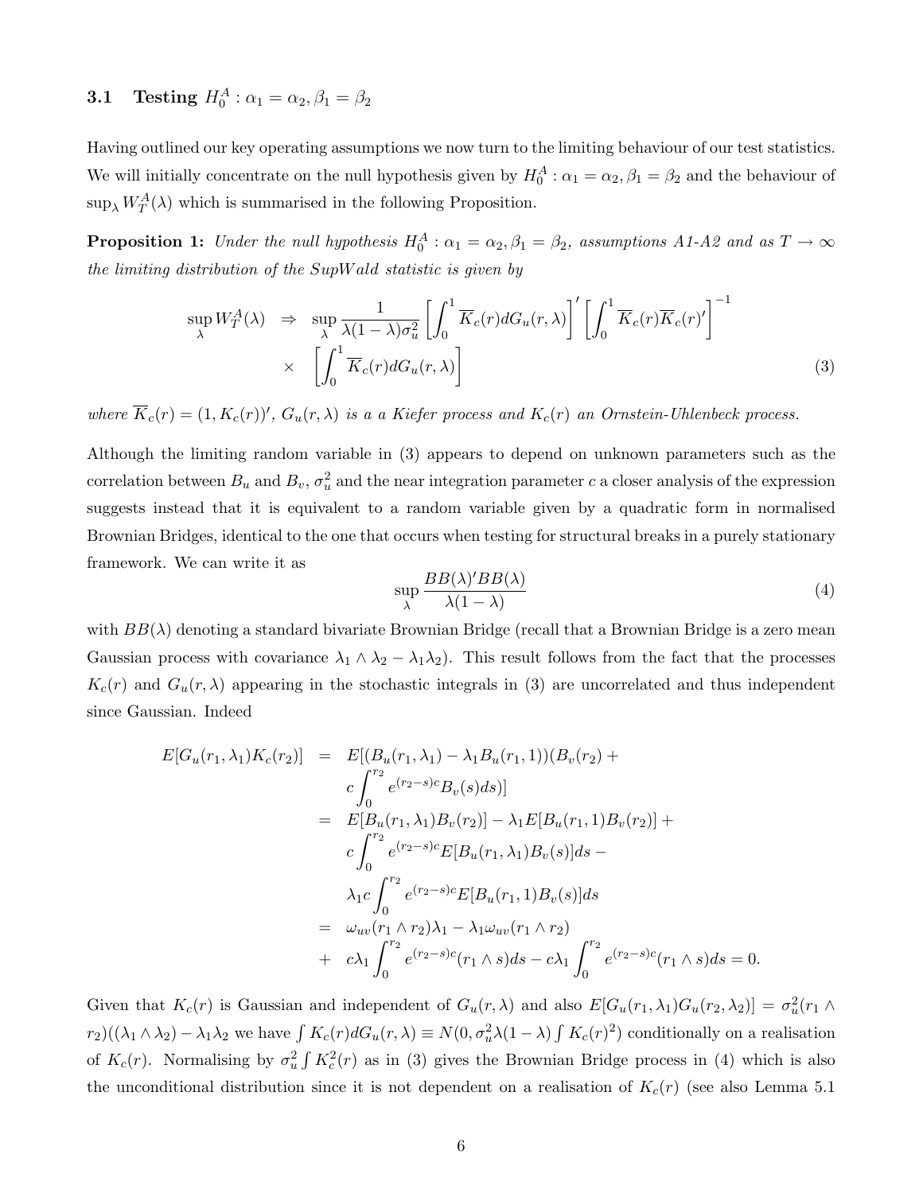### 3.1 Testing $H_0^A : \alpha_1 = \alpha_2, \beta_1 = \beta_2$

Having outlined our key operating assumptions we now turn to the limiting behaviour of our test statistics. We will initially concentrate on the null hypothesis given by $H_0^A : \alpha_1 = \alpha_2, \beta_1 = \beta_2$ and the behaviour of $\sup_\lambda W_T^A(\lambda)$ which is summarised in the following Proposition.

**Proposition 1:** *Under the null hypothesis $H_0^A : \alpha_1 = \alpha_2, \beta_1 = \beta_2$, assumptions A1-A2 and as $T \to \infty$ the limiting distribution of the SupWald statistic is given by*

$$
\begin{aligned}
\sup_\lambda W_T^A(\lambda) \quad &\Rightarrow \quad \sup_\lambda \frac{1}{\lambda(1-\lambda)\sigma_u^2} \left[ \int_0^1 \overline{K}_c(r) dG_u(r,\lambda) \right]' \left[ \int_0^1 \overline{K}_c(r) \overline{K}_c(r)' \right]^{-1} \\
&\times \quad \left[ \int_0^1 \overline{K}_c(r) dG_u(r,\lambda) \right]
\end{aligned}
\tag{3}
$$

*where $\overline{K}_c(r) = (1, K_c(r))'$, $G_u(r,\lambda)$ is a a Kiefer process and $K_c(r)$ an Ornstein-Uhlenbeck process.*

Although the limiting random variable in (3) appears to depend on unknown parameters such as the correlation between $B_u$ and $B_v$, $\sigma_u^2$ and the near integration parameter $c$ a closer analysis of the expression suggests instead that it is equivalent to a random variable given by a quadratic form in normalised Brownian Bridges, identical to the one that occurs when testing for structural breaks in a purely stationary framework. We can write it as

$$
\sup_\lambda \frac{BB(\lambda)'BB(\lambda)}{\lambda(1-\lambda)}
\tag{4}
$$

with $BB(\lambda)$ denoting a standard bivariate Brownian Bridge (recall that a Brownian Bridge is a zero mean Gaussian process with covariance $\lambda_1 \wedge \lambda_2 - \lambda_1\lambda_2$). This result follows from the fact that the processes $K_c(r)$ and $G_u(r,\lambda)$ appearing in the stochastic integrals in (3) are uncorrelated and thus independent since Gaussian. Indeed

$$
\begin{aligned}
E[G_u(r_1,\lambda_1)K_c(r_2)] &= E[(B_u(r_1,\lambda_1) - \lambda_1 B_u(r_1,1))(B_v(r_2) + \\
&\quad c\int_0^{r_2} e^{(r_2-s)c} B_v(s) ds)] \\
&= E[B_u(r_1,\lambda_1)B_v(r_2)] - \lambda_1 E[B_u(r_1,1)B_v(r_2)] + \\
&\quad c\int_0^{r_2} e^{(r_2-s)c} E[B_u(r_1,\lambda_1)B_v(s)] ds - \\
&\quad \lambda_1 c \int_0^{r_2} e^{(r_2-s)c} E[B_u(r_1,1)B_v(s)] ds \\
&= \omega_{uv}(r_1 \wedge r_2)\lambda_1 - \lambda_1 \omega_{uv}(r_1 \wedge r_2) \\
&+ \quad c\lambda_1 \int_0^{r_2} e^{(r_2-s)c}(r_1 \wedge s) ds - c\lambda_1 \int_0^{r_2} e^{(r_2-s)c}(r_1 \wedge s) ds = 0.
\end{aligned}
$$

Given that $K_c(r)$ is Gaussian and independent of $G_u(r,\lambda)$ and also $E[G_u(r_1,\lambda_1)G_u(r_2,\lambda_2)] = \sigma_u^2(r_1 \wedge r_2)((\lambda_1 \wedge \lambda_2) - \lambda_1\lambda_2$ we have $\int K_c(r) dG_u(r,\lambda) \equiv N(0, \sigma_u^2 \lambda(1-\lambda) \int K_c(r)^2)$ conditionally on a realisation of $K_c(r)$. Normalising by $\sigma_u^2 \int K_c^2(r)$ as in (3) gives the Brownian Bridge process in (4) which is also the unconditional distribution since it is not dependent on a realisation of $K_c(r)$ (see also Lemma 5.1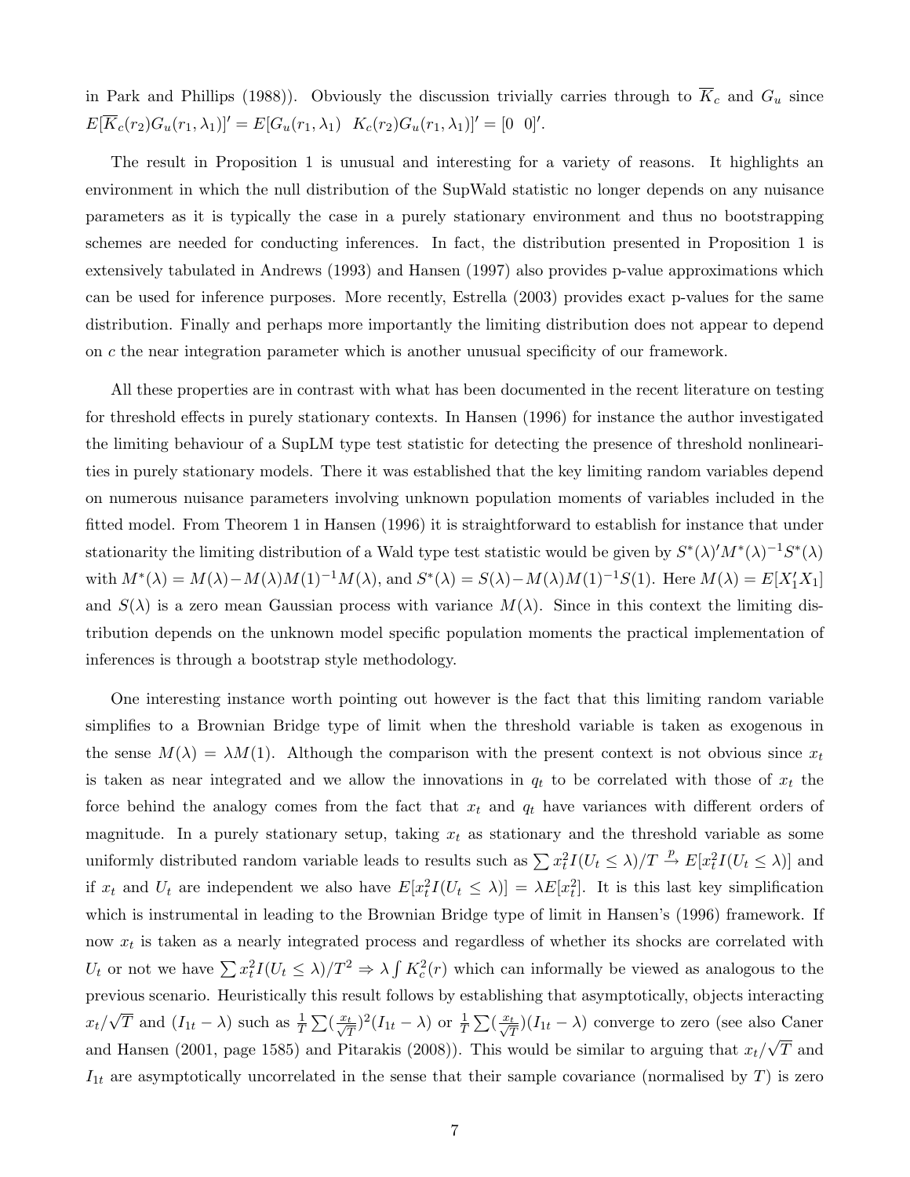in Park and Phillips (1988)). Obviously the discussion trivially carries through to $\overline{K}_c$ and $G_u$ since $E[\overline{K}_c(r_2)G_u(r_1,\lambda_1)]' = E[G_u(r_1,\lambda_1) \;\; K_c(r_2)G_u(r_1,\lambda_1)]' = [0 \;\; 0]'$.

The result in Proposition 1 is unusual and interesting for a variety of reasons. It highlights an environment in which the null distribution of the SupWald statistic no longer depends on any nuisance parameters as it is typically the case in a purely stationary environment and thus no bootstrapping schemes are needed for conducting inferences. In fact, the distribution presented in Proposition 1 is extensively tabulated in Andrews (1993) and Hansen (1997) also provides p-value approximations which can be used for inference purposes. More recently, Estrella (2003) provides exact p-values for the same distribution. Finally and perhaps more importantly the limiting distribution does not appear to depend on $c$ the near integration parameter which is another unusual specificity of our framework.

All these properties are in contrast with what has been documented in the recent literature on testing for threshold effects in purely stationary contexts. In Hansen (1996) for instance the author investigated the limiting behaviour of a SupLM type test statistic for detecting the presence of threshold nonlinearities in purely stationary models. There it was established that the key limiting random variables depend on numerous nuisance parameters involving unknown population moments of variables included in the fitted model. From Theorem 1 in Hansen (1996) it is straightforward to establish for instance that under stationarity the limiting distribution of a Wald type test statistic would be given by $S^*(\lambda)'M^*(\lambda)^{-1}S^*(\lambda)$ with $M^*(\lambda) = M(\lambda) - M(\lambda)M(1)^{-1}M(\lambda)$, and $S^*(\lambda) = S(\lambda) - M(\lambda)M(1)^{-1}S(1)$. Here $M(\lambda) = E[X_1'X_1]$ and $S(\lambda)$ is a zero mean Gaussian process with variance $M(\lambda)$. Since in this context the limiting distribution depends on the unknown model specific population moments the practical implementation of inferences is through a bootstrap style methodology.

One interesting instance worth pointing out however is the fact that this limiting random variable simplifies to a Brownian Bridge type of limit when the threshold variable is taken as exogenous in the sense $M(\lambda) = \lambda M(1)$. Although the comparison with the present context is not obvious since $x_t$ is taken as near integrated and we allow the innovations in $q_t$ to be correlated with those of $x_t$ the force behind the analogy comes from the fact that $x_t$ and $q_t$ have variances with different orders of magnitude. In a purely stationary setup, taking $x_t$ as stationary and the threshold variable as some uniformly distributed random variable leads to results such as $\sum x_t^2 I(U_t \leq \lambda)/T \xrightarrow{p} E[x_t^2 I(U_t \leq \lambda)]$ and if $x_t$ and $U_t$ are independent we also have $E[x_t^2 I(U_t \leq \lambda)] = \lambda E[x_t^2]$. It is this last key simplification which is instrumental in leading to the Brownian Bridge type of limit in Hansen's (1996) framework. If now $x_t$ is taken as a nearly integrated process and regardless of whether its shocks are correlated with $U_t$ or not we have $\sum x_t^2 I(U_t \leq \lambda)/T^2 \Rightarrow \lambda \int K_c^2(r)$ which can informally be viewed as analogous to the previous scenario. Heuristically this result follows by establishing that asymptotically, objects interacting $x_t/\sqrt{T}$ and $(I_{1t} - \lambda)$ such as $\frac{1}{T}\sum(\frac{x_t}{\sqrt{T}})^2(I_{1t} - \lambda)$ or $\frac{1}{T}\sum(\frac{x_t}{\sqrt{T}})(I_{1t} - \lambda)$ converge to zero (see also Caner and Hansen (2001, page 1585) and Pitarakis (2008)). This would be similar to arguing that $x_t/\sqrt{T}$ and $I_{1t}$ are asymptotically uncorrelated in the sense that their sample covariance (normalised by $T$) is zero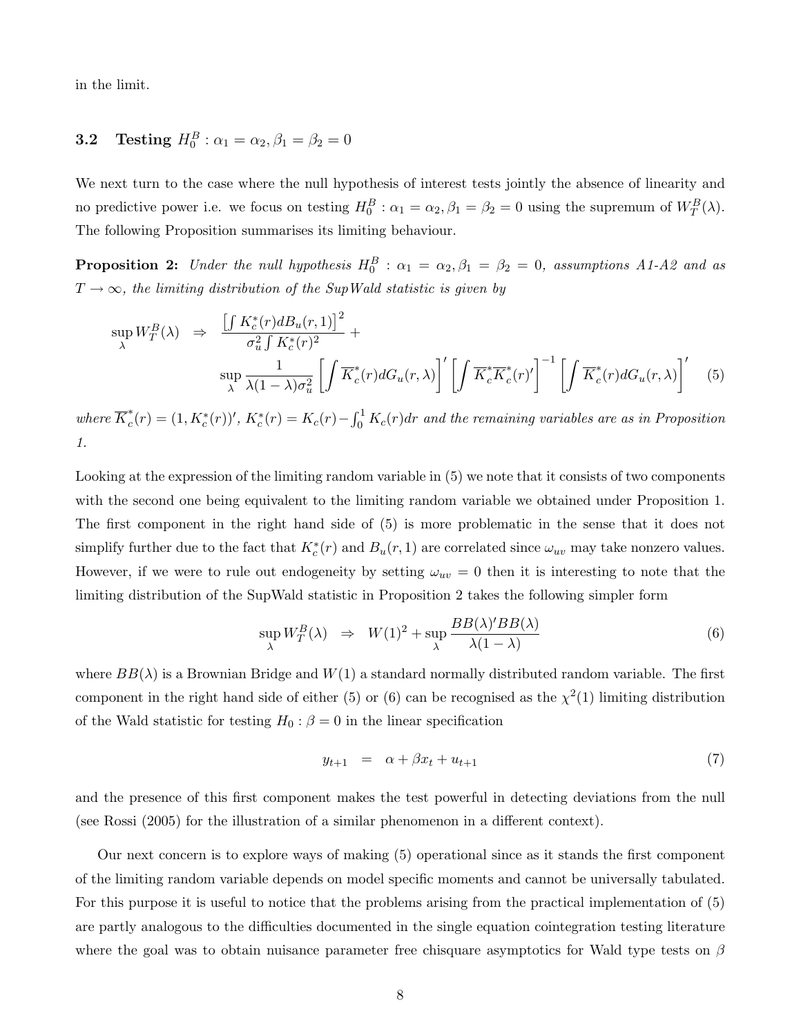in the limit.

### 3.2 Testing $H_0^B : \alpha_1 = \alpha_2, \beta_1 = \beta_2 = 0$

We next turn to the case where the null hypothesis of interest tests jointly the absence of linearity and no predictive power i.e. we focus on testing $H_0^B : \alpha_1 = \alpha_2, \beta_1 = \beta_2 = 0$ using the supremum of $W_T^B(\lambda)$. The following Proposition summarises its limiting behaviour.

**Proposition 2:** *Under the null hypothesis $H_0^B : \alpha_1 = \alpha_2, \beta_1 = \beta_2 = 0$, assumptions A1-A2 and as $T \to \infty$, the limiting distribution of the SupWald statistic is given by*

$$
\begin{aligned}
\sup_{\lambda} W_T^B(\lambda) \quad \Rightarrow \quad & \frac{\left[\int K_c^*(r) dB_u(r,1)\right]^2}{\sigma_u^2 \int K_c^*(r)^2} + \\
& \sup_{\lambda} \frac{1}{\lambda(1-\lambda)\sigma_u^2} \left[\int \overline{K}_c^*(r) dG_u(r,\lambda)\right]' \left[\int \overline{K}_c^* \overline{K}_c^*(r)'\right]^{-1} \left[\int \overline{K}_c^*(r) dG_u(r,\lambda)\right]' \qquad (5)
\end{aligned}
$$

*where $\overline{K}_c^*(r) = (1, K_c^*(r))'$, $K_c^*(r) = K_c(r) - \int_0^1 K_c(r)dr$ and the remaining variables are as in Proposition 1.*

Looking at the expression of the limiting random variable in (5) we note that it consists of two components with the second one being equivalent to the limiting random variable we obtained under Proposition 1. The first component in the right hand side of (5) is more problematic in the sense that it does not simplify further due to the fact that $K_c^*(r)$ and $B_u(r,1)$ are correlated since $\omega_{uv}$ may take nonzero values. However, if we were to rule out endogeneity by setting $\omega_{uv} = 0$ then it is interesting to note that the limiting distribution of the SupWald statistic in Proposition 2 takes the following simpler form

$$
\sup_{\lambda} W_T^B(\lambda) \quad \Rightarrow \quad W(1)^2 + \sup_{\lambda} \frac{BB(\lambda)'BB(\lambda)}{\lambda(1-\lambda)} \qquad (6)
$$

where $BB(\lambda)$ is a Brownian Bridge and $W(1)$ a standard normally distributed random variable. The first component in the right hand side of either (5) or (6) can be recognised as the $\chi^2(1)$ limiting distribution of the Wald statistic for testing $H_0 : \beta = 0$ in the linear specification

$$
y_{t+1} \quad = \quad \alpha + \beta x_t + u_{t+1} \qquad (7)
$$

and the presence of this first component makes the test powerful in detecting deviations from the null (see Rossi (2005) for the illustration of a similar phenomenon in a different context).

Our next concern is to explore ways of making (5) operational since as it stands the first component of the limiting random variable depends on model specific moments and cannot be universally tabulated. For this purpose it is useful to notice that the problems arising from the practical implementation of (5) are partly analogous to the difficulties documented in the single equation cointegration testing literature where the goal was to obtain nuisance parameter free chisquare asymptotics for Wald type tests on $\beta$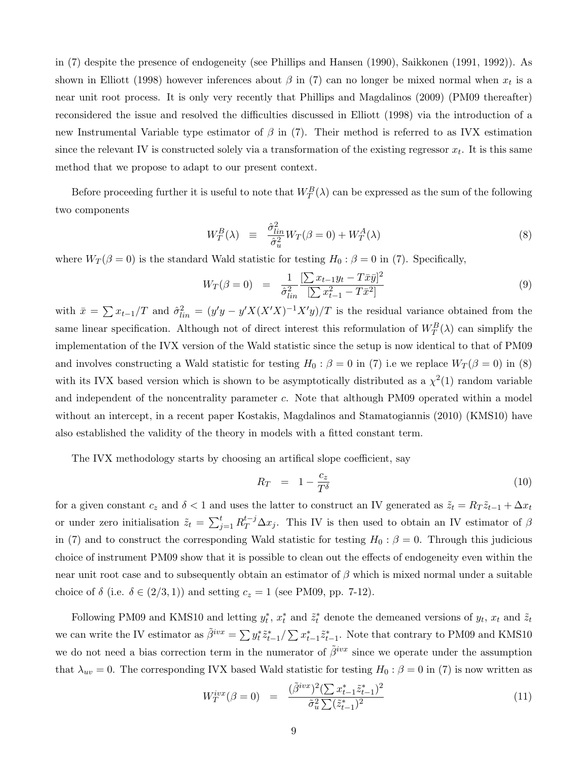in (7) despite the presence of endogeneity (see Phillips and Hansen (1990), Saikkonen (1991, 1992)). As shown in Elliott (1998) however inferences about $\beta$ in (7) can no longer be mixed normal when $x_t$ is a near unit root process. It is only very recently that Phillips and Magdalinos (2009) (PM09 thereafter) reconsidered the issue and resolved the difficulties discussed in Elliott (1998) via the introduction of a new Instrumental Variable type estimator of $\beta$ in (7). Their method is referred to as IVX estimation since the relevant IV is constructed solely via a transformation of the existing regressor $x_t$. It is this same method that we propose to adapt to our present context.

Before proceeding further it is useful to note that $W_T^B(\lambda)$ can be expressed as the sum of the following two components

$$W_T^B(\lambda) \equiv \frac{\hat{\sigma}^2_{lin}}{\hat{\sigma}^2_u} W_T(\beta = 0) + W_T^A(\lambda) \tag{8}$$

where $W_T(\beta = 0)$ is the standard Wald statistic for testing $H_0 : \beta = 0$ in (7). Specifically,

$$W_T(\beta = 0) = \frac{1}{\hat{\sigma}^2_{lin}} \frac{[\sum x_{t-1} y_t - T\bar{x}\bar{y}]^2}{[\sum x^2_{t-1} - T\bar{x}^2]} \tag{9}$$

with $\bar{x} = \sum x_{t-1}/T$ and $\hat{\sigma}^2_{lin} = (y'y - y'X(X'X)^{-1}X'y)/T$ is the residual variance obtained from the same linear specification. Although not of direct interest this reformulation of $W_T^B(\lambda)$ can simplify the implementation of the IVX version of the Wald statistic since the setup is now identical to that of PM09 and involves constructing a Wald statistic for testing $H_0 : \beta = 0$ in (7) i.e we replace $W_T(\beta = 0)$ in (8) with its IVX based version which is shown to be asymptotically distributed as a $\chi^2(1)$ random variable and independent of the noncentrality parameter $c$. Note that although PM09 operated within a model without an intercept, in a recent paper Kostakis, Magdalinos and Stamatogiannis (2010) (KMS10) have also established the validity of the theory in models with a fitted constant term.

The IVX methodology starts by choosing an artifical slope coefficient, say

$$R_T = 1 - \frac{c_z}{T^\delta} \tag{10}$$

for a given constant $c_z$ and $\delta < 1$ and uses the latter to construct an IV generated as $\tilde{z}_t = R_T \tilde{z}_{t-1} + \Delta x_t$ or under zero initialisation $\tilde{z}_t = \sum_{j=1}^{t} R_T^{t-j} \Delta x_j$. This IV is then used to obtain an IV estimator of $\beta$ in (7) and to construct the corresponding Wald statistic for testing $H_0 : \beta = 0$. Through this judicious choice of instrument PM09 show that it is possible to clean out the effects of endogeneity even within the near unit root case and to subsequently obtain an estimator of $\beta$ which is mixed normal under a suitable choice of $\delta$ (i.e. $\delta \in (2/3, 1)$) and setting $c_z = 1$ (see PM09, pp. 7-12).

Following PM09 and KMS10 and letting $y_t^*$, $x_t^*$ and $\tilde{z}_t^*$ denote the demeaned versions of $y_t$, $x_t$ and $\tilde{z}_t$ we can write the IV estimator as $\tilde{\beta}^{ivx} = \sum y_t^* \tilde{z}_{t-1}^* / \sum x_{t-1}^* \tilde{z}_{t-1}^*$. Note that contrary to PM09 and KMS10 we do not need a bias correction term in the numerator of $\tilde{\beta}^{ivx}$ since we operate under the assumption that $\lambda_{uv} = 0$. The corresponding IVX based Wald statistic for testing $H_0 : \beta = 0$ in (7) is now written as

$$W_T^{ivx}(\beta = 0) = \frac{(\tilde{\beta}^{ivx})^2 (\sum x_{t-1}^* \tilde{z}_{t-1}^*)^2}{\tilde{\sigma}_u^2 \sum (\tilde{z}_{t-1}^*)^2} \tag{11}$$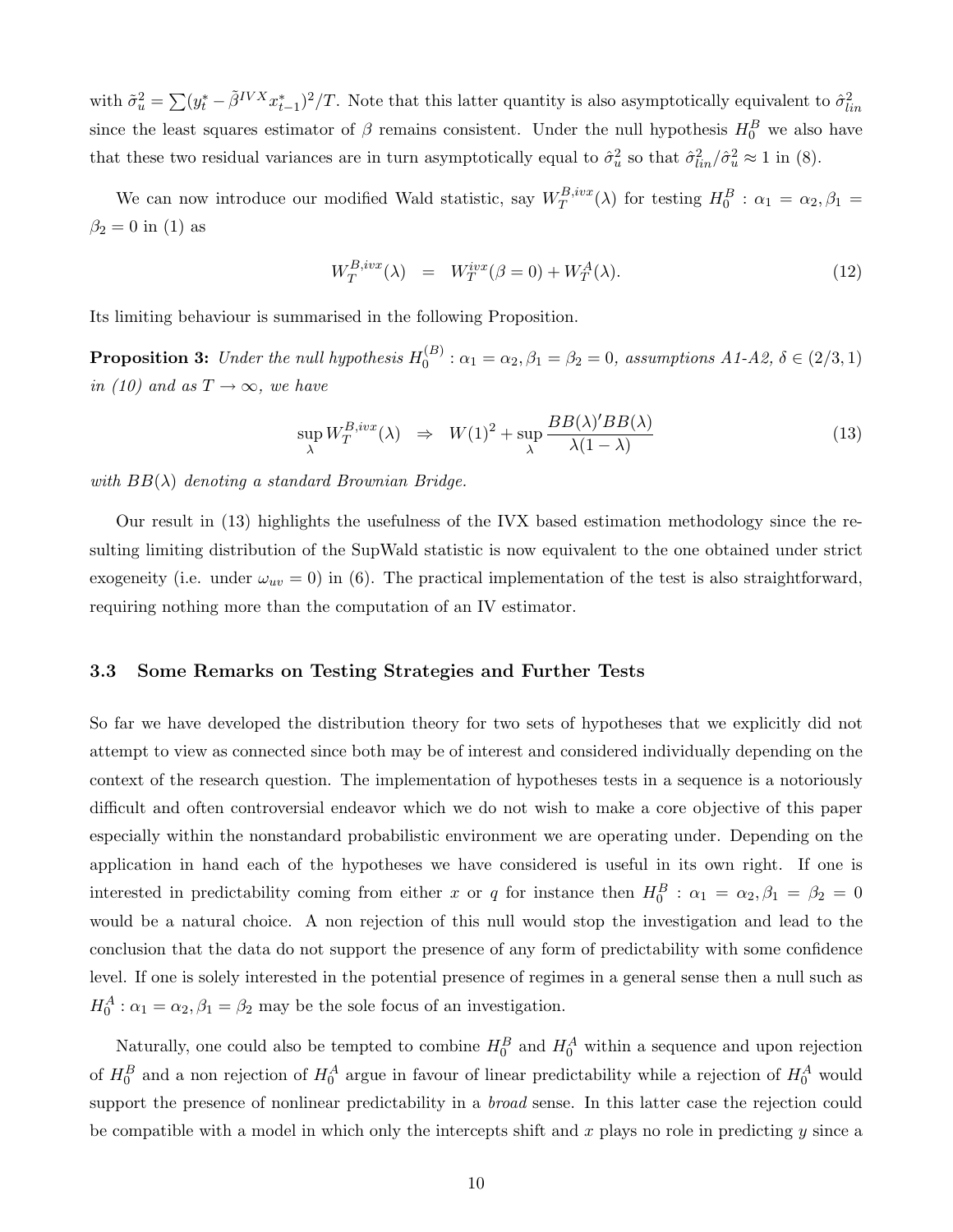with $\tilde{\sigma}_u^2 = \sum(y_t^* - \tilde{\beta}^{IVX} x_{t-1}^*)^2/T$. Note that this latter quantity is also asymptotically equivalent to $\hat{\sigma}_{lin}^2$ since the least squares estimator of $\beta$ remains consistent. Under the null hypothesis $H_0^B$ we also have that these two residual variances are in turn asymptotically equal to $\hat{\sigma}_u^2$ so that $\hat{\sigma}_{lin}^2/\hat{\sigma}_u^2 \approx 1$ in (8).

We can now introduce our modified Wald statistic, say $W_T^{B,ivx}(\lambda)$ for testing $H_0^B : \alpha_1 = \alpha_2, \beta_1 = \beta_2 = 0$ in (1) as

$$W_T^{B,ivx}(\lambda) \quad = \quad W_T^{ivx}(\beta = 0) + W_T^A(\lambda). \tag{12}$$

Its limiting behaviour is summarised in the following Proposition.

**Proposition 3:** *Under the null hypothesis $H_0^{(B)} : \alpha_1 = \alpha_2, \beta_1 = \beta_2 = 0$, assumptions A1-A2, $\delta \in (2/3, 1)$ in (10) and as $T \to \infty$, we have*

$$\sup_{\lambda} W_T^{B,ivx}(\lambda) \quad \Rightarrow \quad W(1)^2 + \sup_{\lambda} \frac{BB(\lambda)' BB(\lambda)}{\lambda(1-\lambda)} \tag{13}$$

*with $BB(\lambda)$ denoting a standard Brownian Bridge.*

Our result in (13) highlights the usefulness of the IVX based estimation methodology since the resulting limiting distribution of the SupWald statistic is now equivalent to the one obtained under strict exogeneity (i.e. under $\omega_{uv} = 0$) in (6). The practical implementation of the test is also straightforward, requiring nothing more than the computation of an IV estimator.

### 3.3 Some Remarks on Testing Strategies and Further Tests

So far we have developed the distribution theory for two sets of hypotheses that we explicitly did not attempt to view as connected since both may be of interest and considered individually depending on the context of the research question. The implementation of hypotheses tests in a sequence is a notoriously difficult and often controversial endeavor which we do not wish to make a core objective of this paper especially within the nonstandard probabilistic environment we are operating under. Depending on the application in hand each of the hypotheses we have considered is useful in its own right. If one is interested in predictability coming from either $x$ or $q$ for instance then $H_0^B : \alpha_1 = \alpha_2, \beta_1 = \beta_2 = 0$ would be a natural choice. A non rejection of this null would stop the investigation and lead to the conclusion that the data do not support the presence of any form of predictability with some confidence level. If one is solely interested in the potential presence of regimes in a general sense then a null such as $H_0^A : \alpha_1 = \alpha_2, \beta_1 = \beta_2$ may be the sole focus of an investigation.

Naturally, one could also be tempted to combine $H_0^B$ and $H_0^A$ within a sequence and upon rejection of $H_0^B$ and a non rejection of $H_0^A$ argue in favour of linear predictability while a rejection of $H_0^A$ would support the presence of nonlinear predictability in a *broad* sense. In this latter case the rejection could be compatible with a model in which only the intercepts shift and $x$ plays no role in predicting $y$ since a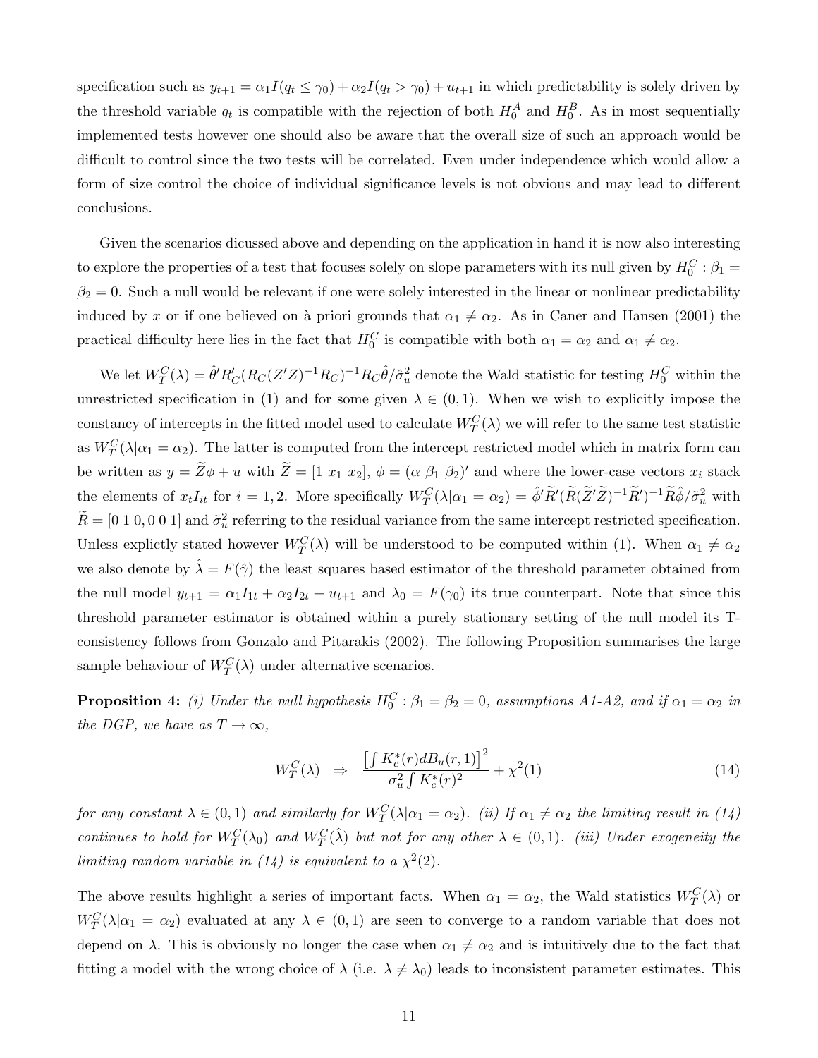specification such as $y_{t+1} = \alpha_1 I(q_t \leq \gamma_0) + \alpha_2 I(q_t > \gamma_0) + u_{t+1}$ in which predictability is solely driven by the threshold variable $q_t$ is compatible with the rejection of both $H_0^A$ and $H_0^B$. As in most sequentially implemented tests however one should also be aware that the overall size of such an approach would be difficult to control since the two tests will be correlated. Even under independence which would allow a form of size control the choice of individual significance levels is not obvious and may lead to different conclusions.

Given the scenarios dicussed above and depending on the application in hand it is now also interesting to explore the properties of a test that focuses solely on slope parameters with its null given by $H_0^C : \beta_1 = \beta_2 = 0$. Such a null would be relevant if one were solely interested in the linear or nonlinear predictability induced by $x$ or if one believed on à priori grounds that $\alpha_1 \neq \alpha_2$. As in Caner and Hansen (2001) the practical difficulty here lies in the fact that $H_0^C$ is compatible with both $\alpha_1 = \alpha_2$ and $\alpha_1 \neq \alpha_2$.

We let $W_T^C(\lambda) = \hat{\theta}' R_C' (R_C (Z'Z)^{-1} R_C)^{-1} R_C \hat{\theta} / \hat{\sigma}_u^2$ denote the Wald statistic for testing $H_0^C$ within the unrestricted specification in (1) and for some given $\lambda \in (0,1)$. When we wish to explicitly impose the constancy of intercepts in the fitted model used to calculate $W_T^C(\lambda)$ we will refer to the same test statistic as $W_T^C(\lambda | \alpha_1 = \alpha_2)$. The latter is computed from the intercept restricted model which in matrix form can be written as $y = \widetilde{Z}\phi + u$ with $\widetilde{Z} = [1 \ x_1 \ x_2]$, $\phi = (\alpha \ \beta_1 \ \beta_2)'$ and where the lower-case vectors $x_i$ stack the elements of $x_t I_{it}$ for $i = 1, 2$. More specifically $W_T^C(\lambda | \alpha_1 = \alpha_2) = \hat{\phi}' \widetilde{R}' (\widetilde{R}(\widetilde{Z}'\widetilde{Z})^{-1} \widetilde{R}')^{-1} \widetilde{R} \hat{\phi} / \tilde{\sigma}_u^2$ with $\widetilde{R} = [0 \ 1 \ 0, 0 \ 0 \ 1]$ and $\tilde{\sigma}_u^2$ referring to the residual variance from the same intercept restricted specification. Unless explictly stated however $W_T^C(\lambda)$ will be understood to be computed within (1). When $\alpha_1 \neq \alpha_2$ we also denote by $\hat{\lambda} = F(\hat{\gamma})$ the least squares based estimator of the threshold parameter obtained from the null model $y_{t+1} = \alpha_1 I_{1t} + \alpha_2 I_{2t} + u_{t+1}$ and $\lambda_0 = F(\gamma_0)$ its true counterpart. Note that since this threshold parameter estimator is obtained within a purely stationary setting of the null model its T-consistency follows from Gonzalo and Pitarakis (2002). The following Proposition summarises the large sample behaviour of $W_T^C(\lambda)$ under alternative scenarios.

**Proposition 4:** *(i) Under the null hypothesis $H_0^C : \beta_1 = \beta_2 = 0$, assumptions A1-A2, and if $\alpha_1 = \alpha_2$ in the DGP, we have as $T \to \infty$,*

$$W_T^C(\lambda) \quad \Rightarrow \quad \frac{\left[\int K_c^*(r) dB_u(r,1)\right]^2}{\sigma_u^2 \int K_c^*(r)^2} + \chi^2(1) \tag{14}$$

*for any constant $\lambda \in (0,1)$ and similarly for $W_T^C(\lambda | \alpha_1 = \alpha_2)$. (ii) If $\alpha_1 \neq \alpha_2$ the limiting result in (14) continues to hold for $W_T^C(\lambda_0)$ and $W_T^C(\hat{\lambda})$ but not for any other $\lambda \in (0,1)$. (iii) Under exogeneity the limiting random variable in (14) is equivalent to a $\chi^2(2)$.*

The above results highlight a series of important facts. When $\alpha_1 = \alpha_2$, the Wald statistics $W_T^C(\lambda)$ or $W_T^C(\lambda | \alpha_1 = \alpha_2)$ evaluated at any $\lambda \in (0,1)$ are seen to converge to a random variable that does not depend on $\lambda$. This is obviously no longer the case when $\alpha_1 \neq \alpha_2$ and is intuitively due to the fact that fitting a model with the wrong choice of $\lambda$ (i.e. $\lambda \neq \lambda_0$) leads to inconsistent parameter estimates. This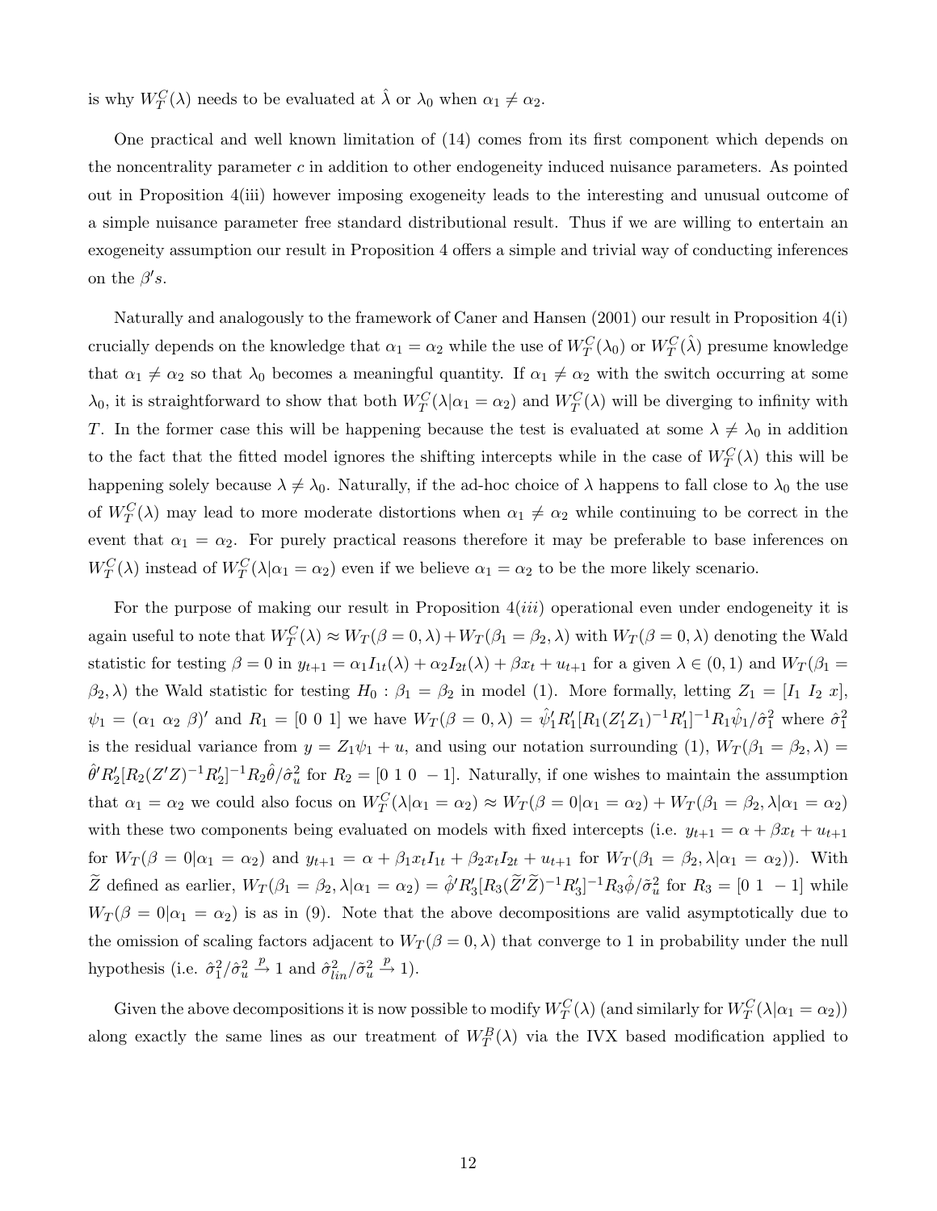is why $W_T^C(\lambda)$ needs to be evaluated at $\hat{\lambda}$ or $\lambda_0$ when $\alpha_1 \neq \alpha_2$.

One practical and well known limitation of (14) comes from its first component which depends on the noncentrality parameter $c$ in addition to other endogeneity induced nuisance parameters. As pointed out in Proposition 4(iii) however imposing exogeneity leads to the interesting and unusual outcome of a simple nuisance parameter free standard distributional result. Thus if we are willing to entertain an exogeneity assumption our result in Proposition 4 offers a simple and trivial way of conducting inferences on the $\beta's$.

Naturally and analogously to the framework of Caner and Hansen (2001) our result in Proposition 4(i) crucially depends on the knowledge that $\alpha_1 = \alpha_2$ while the use of $W_T^C(\lambda_0)$ or $W_T^C(\hat{\lambda})$ presume knowledge that $\alpha_1 \neq \alpha_2$ so that $\lambda_0$ becomes a meaningful quantity. If $\alpha_1 \neq \alpha_2$ with the switch occurring at some $\lambda_0$, it is straightforward to show that both $W_T^C(\lambda|\alpha_1 = \alpha_2)$ and $W_T^C(\lambda)$ will be diverging to infinity with $T$. In the former case this will be happening because the test is evaluated at some $\lambda \neq \lambda_0$ in addition to the fact that the fitted model ignores the shifting intercepts while in the case of $W_T^C(\lambda)$ this will be happening solely because $\lambda \neq \lambda_0$. Naturally, if the ad-hoc choice of $\lambda$ happens to fall close to $\lambda_0$ the use of $W_T^C(\lambda)$ may lead to more moderate distortions when $\alpha_1 \neq \alpha_2$ while continuing to be correct in the event that $\alpha_1 = \alpha_2$. For purely practical reasons therefore it may be preferable to base inferences on $W_T^C(\lambda)$ instead of $W_T^C(\lambda|\alpha_1 = \alpha_2)$ even if we believe $\alpha_1 = \alpha_2$ to be the more likely scenario.

For the purpose of making our result in Proposition 4(*iii*) operational even under endogeneity it is again useful to note that $W_T^C(\lambda) \approx W_T(\beta = 0, \lambda) + W_T(\beta_1 = \beta_2, \lambda)$ with $W_T(\beta = 0, \lambda)$ denoting the Wald statistic for testing $\beta = 0$ in $y_{t+1} = \alpha_1 I_{1t}(\lambda) + \alpha_2 I_{2t}(\lambda) + \beta x_t + u_{t+1}$ for a given $\lambda \in (0, 1)$ and $W_T(\beta_1 = \beta_2, \lambda)$ the Wald statistic for testing $H_0 : \beta_1 = \beta_2$ in model (1). More formally, letting $Z_1 = [I_1 \ I_2 \ x]$, $\psi_1 = (\alpha_1 \ \alpha_2 \ \beta)'$ and $R_1 = [0 \ 0 \ 1]$ we have $W_T(\beta = 0, \lambda) = \hat{\psi}_1' R_1' [R_1(Z_1'Z_1)^{-1}R_1']^{-1} R_1 \hat{\psi}_1 / \hat{\sigma}_1^2$ where $\hat{\sigma}_1^2$ is the residual variance from $y = Z_1\psi_1 + u$, and using our notation surrounding (1), $W_T(\beta_1 = \beta_2, \lambda) = \hat{\theta}' R_2' [R_2(Z'Z)^{-1}R_2']^{-1} R_2 \hat{\theta} / \hat{\sigma}_u^2$ for $R_2 = [0 \ 1 \ 0 \ -1]$. Naturally, if one wishes to maintain the assumption that $\alpha_1 = \alpha_2$ we could also focus on $W_T^C(\lambda|\alpha_1 = \alpha_2) \approx W_T(\beta = 0|\alpha_1 = \alpha_2) + W_T(\beta_1 = \beta_2, \lambda|\alpha_1 = \alpha_2)$ with these two components being evaluated on models with fixed intercepts (i.e. $y_{t+1} = \alpha + \beta x_t + u_{t+1}$ for $W_T(\beta = 0|\alpha_1 = \alpha_2)$ and $y_{t+1} = \alpha + \beta_1 x_t I_{1t} + \beta_2 x_t I_{2t} + u_{t+1}$ for $W_T(\beta_1 = \beta_2, \lambda|\alpha_1 = \alpha_2)$). With $\widetilde{Z}$ defined as earlier, $W_T(\beta_1 = \beta_2, \lambda|\alpha_1 = \alpha_2) = \hat{\phi}' R_3' [R_3(\widetilde{Z}'\widetilde{Z})^{-1}R_3']^{-1} R_3 \hat{\phi} / \tilde{\sigma}_u^2$ for $R_3 = [0 \ 1 \ -1]$ while $W_T(\beta = 0|\alpha_1 = \alpha_2)$ is as in (9). Note that the above decompositions are valid asymptotically due to the omission of scaling factors adjacent to $W_T(\beta = 0, \lambda)$ that converge to 1 in probability under the null hypothesis (i.e. $\hat{\sigma}_1^2/\hat{\sigma}_u^2 \xrightarrow{p} 1$ and $\hat{\sigma}_{lin}^2/\tilde{\sigma}_u^2 \xrightarrow{p} 1$).

Given the above decompositions it is now possible to modify $W_T^C(\lambda)$ (and similarly for $W_T^C(\lambda|\alpha_1 = \alpha_2)$) along exactly the same lines as our treatment of $W_T^B(\lambda)$ via the IVX based modification applied to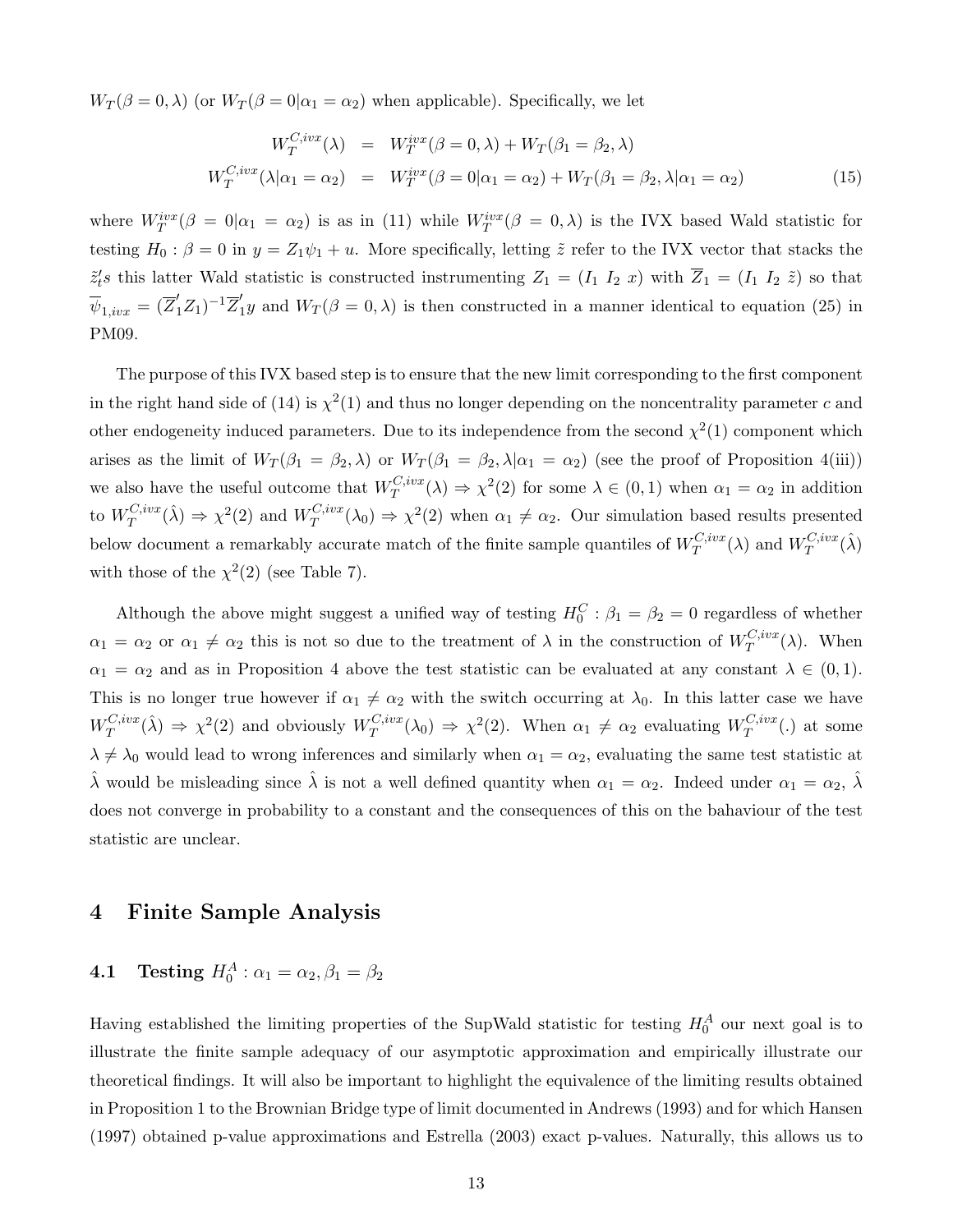$W_T(\beta = 0, \lambda)$ (or $W_T(\beta = 0|\alpha_1 = \alpha_2)$ when applicable). Specifically, we let

$$
\begin{aligned}
W_T^{C,ivx}(\lambda) &= W_T^{ivx}(\beta = 0, \lambda) + W_T(\beta_1 = \beta_2, \lambda) \\
W_T^{C,ivx}(\lambda|\alpha_1 = \alpha_2) &= W_T^{ivx}(\beta = 0|\alpha_1 = \alpha_2) + W_T(\beta_1 = \beta_2, \lambda|\alpha_1 = \alpha_2)
\end{aligned} \tag{15}
$$

where $W_T^{ivx}(\beta = 0|\alpha_1 = \alpha_2)$ is as in (11) while $W_T^{ivx}(\beta = 0, \lambda)$ is the IVX based Wald statistic for testing $H_0 : \beta = 0$ in $y = Z_1\psi_1 + u$. More specifically, letting $\tilde{z}$ refer to the IVX vector that stacks the $\tilde{z}_t's$ this latter Wald statistic is constructed instrumenting $Z_1 = (I_1\ I_2\ x)$ with $\overline{Z}_1 = (I_1\ I_2\ \tilde{z})$ so that $\overline{\psi}_{1,ivx} = (\overline{Z}_1' Z_1)^{-1}\overline{Z}_1' y$ and $W_T(\beta = 0, \lambda)$ is then constructed in a manner identical to equation (25) in PM09.

The purpose of this IVX based step is to ensure that the new limit corresponding to the first component in the right hand side of (14) is $\chi^2(1)$ and thus no longer depending on the noncentrality parameter $c$ and other endogeneity induced parameters. Due to its independence from the second $\chi^2(1)$ component which arises as the limit of $W_T(\beta_1 = \beta_2, \lambda)$ or $W_T(\beta_1 = \beta_2, \lambda|\alpha_1 = \alpha_2)$ (see the proof of Proposition 4(iii)) we also have the useful outcome that $W_T^{C,ivx}(\lambda) \Rightarrow \chi^2(2)$ for some $\lambda \in (0, 1)$ when $\alpha_1 = \alpha_2$ in addition to $W_T^{C,ivx}(\hat{\lambda}) \Rightarrow \chi^2(2)$ and $W_T^{C,ivx}(\lambda_0) \Rightarrow \chi^2(2)$ when $\alpha_1 \neq \alpha_2$. Our simulation based results presented below document a remarkably accurate match of the finite sample quantiles of $W_T^{C,ivx}(\lambda)$ and $W_T^{C,ivx}(\hat{\lambda})$ with those of the $\chi^2(2)$ (see Table 7).

Although the above might suggest a unified way of testing $H_0^C : \beta_1 = \beta_2 = 0$ regardless of whether $\alpha_1 = \alpha_2$ or $\alpha_1 \neq \alpha_2$ this is not so due to the treatment of $\lambda$ in the construction of $W_T^{C,ivx}(\lambda)$. When $\alpha_1 = \alpha_2$ and as in Proposition 4 above the test statistic can be evaluated at any constant $\lambda \in (0, 1)$. This is no longer true however if $\alpha_1 \neq \alpha_2$ with the switch occurring at $\lambda_0$. In this latter case we have $W_T^{C,ivx}(\hat{\lambda}) \Rightarrow \chi^2(2)$ and obviously $W_T^{C,ivx}(\lambda_0) \Rightarrow \chi^2(2)$. When $\alpha_1 \neq \alpha_2$ evaluating $W_T^{C,ivx}(.)$ at some $\lambda \neq \lambda_0$ would lead to wrong inferences and similarly when $\alpha_1 = \alpha_2$, evaluating the same test statistic at $\hat{\lambda}$ would be misleading since $\hat{\lambda}$ is not a well defined quantity when $\alpha_1 = \alpha_2$. Indeed under $\alpha_1 = \alpha_2$, $\hat{\lambda}$ does not converge in probability to a constant and the consequences of this on the bahaviour of the test statistic are unclear.

# 4 Finite Sample Analysis

## 4.1 Testing $H_0^A : \alpha_1 = \alpha_2, \beta_1 = \beta_2$

Having established the limiting properties of the SupWald statistic for testing $H_0^A$ our next goal is to illustrate the finite sample adequacy of our asymptotic approximation and empirically illustrate our theoretical findings. It will also be important to highlight the equivalence of the limiting results obtained in Proposition 1 to the Brownian Bridge type of limit documented in Andrews (1993) and for which Hansen (1997) obtained p-value approximations and Estrella (2003) exact p-values. Naturally, this allows us to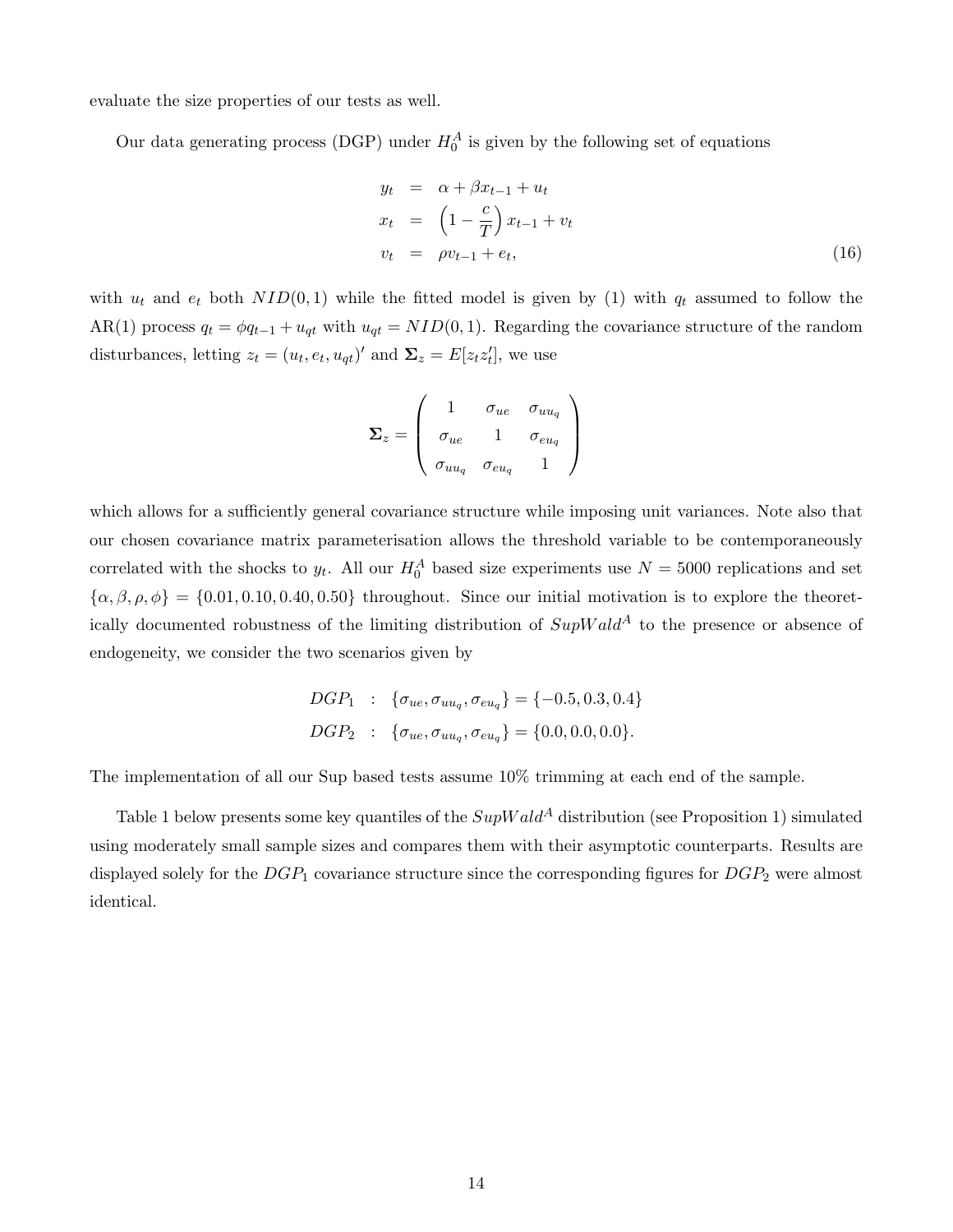evaluate the size properties of our tests as well.

Our data generating process (DGP) under $H_0^A$ is given by the following set of equations

$$
\begin{aligned}
y_t &= \alpha + \beta x_{t-1} + u_t \\
x_t &= \left(1 - \frac{c}{T}\right) x_{t-1} + v_t \\
v_t &= \rho v_{t-1} + e_t,
\end{aligned} \tag{16}
$$

with $u_t$ and $e_t$ both $NID(0,1)$ while the fitted model is given by (1) with $q_t$ assumed to follow the AR(1) process $q_t = \phi q_{t-1} + u_{qt}$ with $u_{qt} = NID(0,1)$. Regarding the covariance structure of the random disturbances, letting $z_t = (u_t, e_t, u_{qt})'$ and $\mathbf{\Sigma}_z = E[z_t z_t']$, we use

$$
\mathbf{\Sigma}_z = \begin{pmatrix} 1 & \sigma_{ue} & \sigma_{uu_q} \\ \sigma_{ue} & 1 & \sigma_{eu_q} \\ \sigma_{uu_q} & \sigma_{eu_q} & 1 \end{pmatrix}
$$

which allows for a sufficiently general covariance structure while imposing unit variances. Note also that our chosen covariance matrix parameterisation allows the threshold variable to be contemporaneously correlated with the shocks to $y_t$. All our $H_0^A$ based size experiments use $N = 5000$ replications and set $\{\alpha, \beta, \rho, \phi\} = \{0.01, 0.10, 0.40, 0.50\}$ throughout. Since our initial motivation is to explore the theoretically documented robustness of the limiting distribution of $SupWald^A$ to the presence or absence of endogeneity, we consider the two scenarios given by

$$
\begin{aligned}
DGP_1 &: \{\sigma_{ue}, \sigma_{uu_q}, \sigma_{eu_q}\} = \{-0.5, 0.3, 0.4\} \\
DGP_2 &: \{\sigma_{ue}, \sigma_{uu_q}, \sigma_{eu_q}\} = \{0.0, 0.0, 0.0\}.
\end{aligned}
$$

The implementation of all our Sup based tests assume 10% trimming at each end of the sample.

Table 1 below presents some key quantiles of the $SupWald^A$ distribution (see Proposition 1) simulated using moderately small sample sizes and compares them with their asymptotic counterparts. Results are displayed solely for the $DGP_1$ covariance structure since the corresponding figures for $DGP_2$ were almost identical.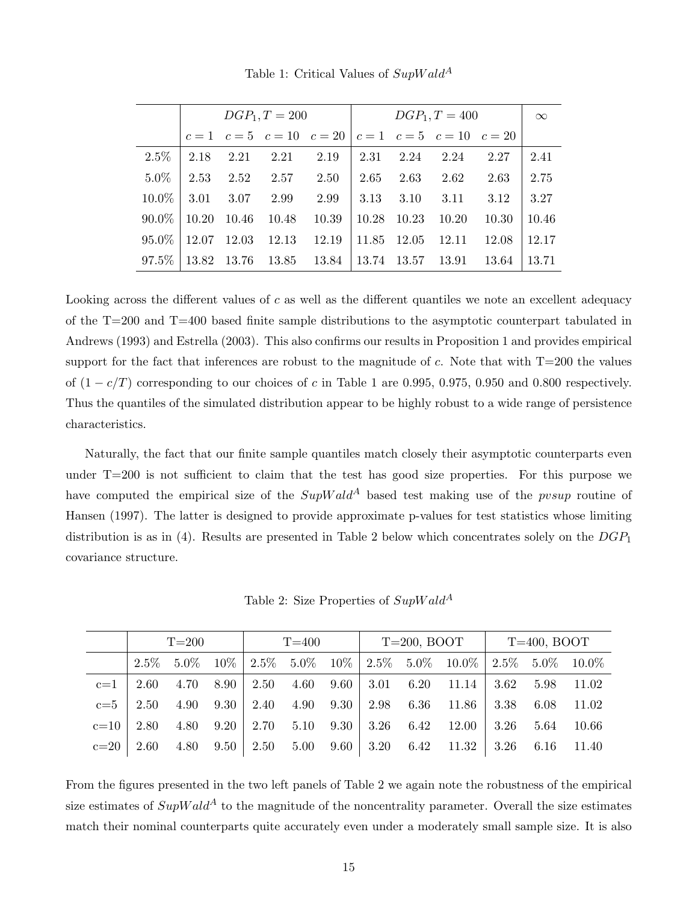Table 1: Critical Values of $SupWald^A$

| | $DGP_1, T=200$ | | | | $DGP_1, T=400$ | | | | $\infty$ |
|---|---|---|---|---|---|---|---|---|---|
| | $c=1$ | $c=5$ | $c=10$ | $c=20$ | $c=1$ | $c=5$ | $c=10$ | $c=20$ | |
| 2.5% | 2.18 | 2.21 | 2.21 | 2.19 | 2.31 | 2.24 | 2.24 | 2.27 | 2.41 |
| 5.0% | 2.53 | 2.52 | 2.57 | 2.50 | 2.65 | 2.63 | 2.62 | 2.63 | 2.75 |
| 10.0% | 3.01 | 3.07 | 2.99 | 2.99 | 3.13 | 3.10 | 3.11 | 3.12 | 3.27 |
| 90.0% | 10.20 | 10.46 | 10.48 | 10.39 | 10.28 | 10.23 | 10.20 | 10.30 | 10.46 |
| 95.0% | 12.07 | 12.03 | 12.13 | 12.19 | 11.85 | 12.05 | 12.11 | 12.08 | 12.17 |
| 97.5% | 13.82 | 13.76 | 13.85 | 13.84 | 13.74 | 13.57 | 13.91 | 13.64 | 13.71 |

Looking across the different values of $c$ as well as the different quantiles we note an excellent adequacy of the T=200 and T=400 based finite sample distributions to the asymptotic counterpart tabulated in Andrews (1993) and Estrella (2003). This also confirms our results in Proposition 1 and provides empirical support for the fact that inferences are robust to the magnitude of $c$. Note that with T=200 the values of $(1 - c/T)$ corresponding to our choices of $c$ in Table 1 are 0.995, 0.975, 0.950 and 0.800 respectively. Thus the quantiles of the simulated distribution appear to be highly robust to a wide range of persistence characteristics.

Naturally, the fact that our finite sample quantiles match closely their asymptotic counterparts even under T=200 is not sufficient to claim that the test has good size properties. For this purpose we have computed the empirical size of the $SupWald^A$ based test making use of the *pvsup* routine of Hansen (1997). The latter is designed to provide approximate p-values for test statistics whose limiting distribution is as in (4). Results are presented in Table 2 below which concentrates solely on the $DGP_1$ covariance structure.

Table 2: Size Properties of $SupWald^A$

| | T=200 | | | T=400 | | | T=200, BOOT | | | T=400, BOOT | | |
|---|---|---|---|---|---|---|---|---|---|---|---|---|
| | 2.5% | 5.0% | 10% | 2.5% | 5.0% | 10% | 2.5% | 5.0% | 10.0% | 2.5% | 5.0% | 10.0% |
| c=1 | 2.60 | 4.70 | 8.90 | 2.50 | 4.60 | 9.60 | 3.01 | 6.20 | 11.14 | 3.62 | 5.98 | 11.02 |
| c=5 | 2.50 | 4.90 | 9.30 | 2.40 | 4.90 | 9.30 | 2.98 | 6.36 | 11.86 | 3.38 | 6.08 | 11.02 |
| c=10 | 2.80 | 4.80 | 9.20 | 2.70 | 5.10 | 9.30 | 3.26 | 6.42 | 12.00 | 3.26 | 5.64 | 10.66 |
| c=20 | 2.60 | 4.80 | 9.50 | 2.50 | 5.00 | 9.60 | 3.20 | 6.42 | 11.32 | 3.26 | 6.16 | 11.40 |

From the figures presented in the two left panels of Table 2 we again note the robustness of the empirical size estimates of $SupWald^A$ to the magnitude of the noncentrality parameter. Overall the size estimates match their nominal counterparts quite accurately even under a moderately small sample size. It is also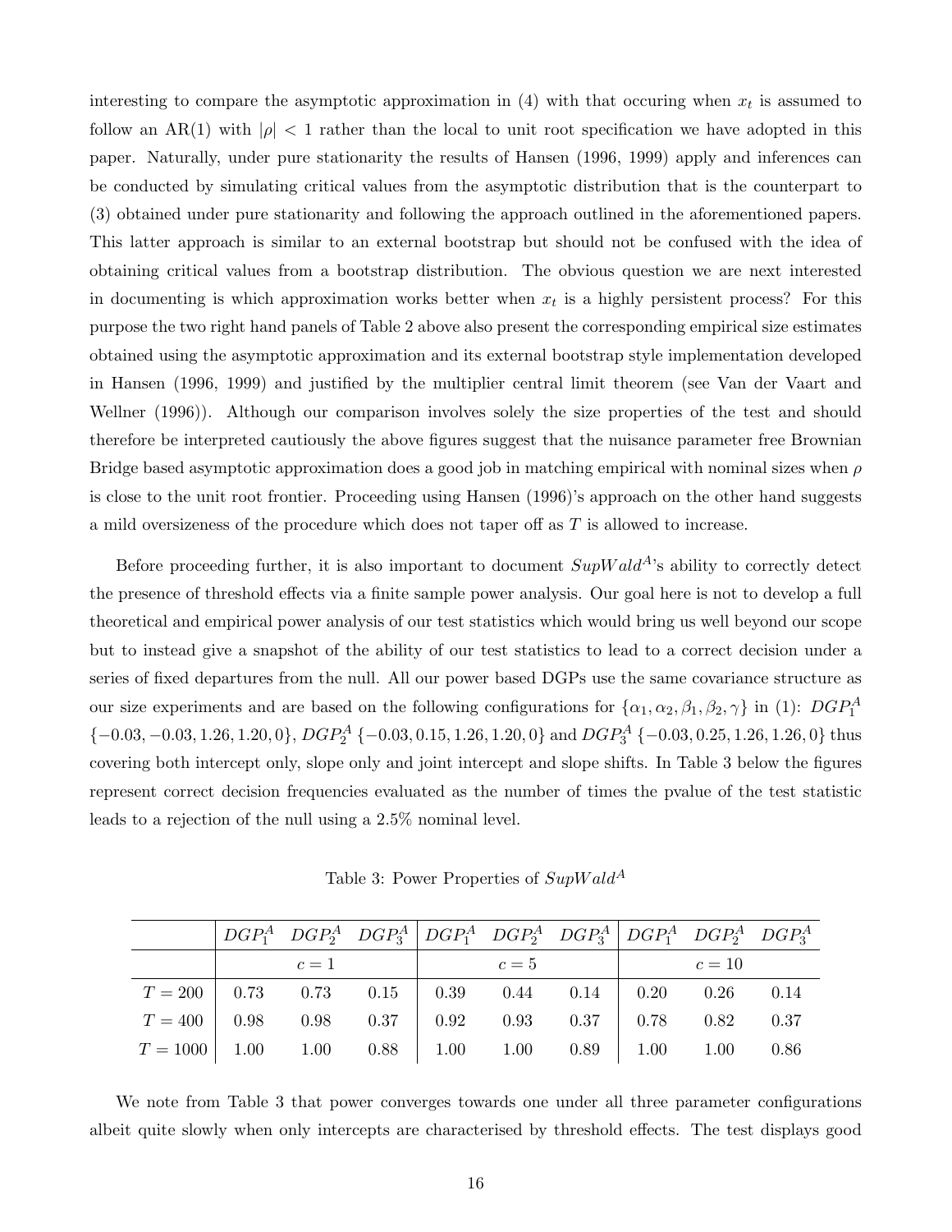interesting to compare the asymptotic approximation in (4) with that occuring when $x_t$ is assumed to follow an AR(1) with $|\rho| < 1$ rather than the local to unit root specification we have adopted in this paper. Naturally, under pure stationarity the results of Hansen (1996, 1999) apply and inferences can be conducted by simulating critical values from the asymptotic distribution that is the counterpart to (3) obtained under pure stationarity and following the approach outlined in the aforementioned papers. This latter approach is similar to an external bootstrap but should not be confused with the idea of obtaining critical values from a bootstrap distribution. The obvious question we are next interested in documenting is which approximation works better when $x_t$ is a highly persistent process? For this purpose the two right hand panels of Table 2 above also present the corresponding empirical size estimates obtained using the asymptotic approximation and its external bootstrap style implementation developed in Hansen (1996, 1999) and justified by the multiplier central limit theorem (see Van der Vaart and Wellner (1996)). Although our comparison involves solely the size properties of the test and should therefore be interpreted cautiously the above figures suggest that the nuisance parameter free Brownian Bridge based asymptotic approximation does a good job in matching empirical with nominal sizes when $\rho$ is close to the unit root frontier. Proceeding using Hansen (1996)'s approach on the other hand suggests a mild oversizeness of the procedure which does not taper off as $T$ is allowed to increase.

Before proceeding further, it is also important to document $SupWald^A$'s ability to correctly detect the presence of threshold effects via a finite sample power analysis. Our goal here is not to develop a full theoretical and empirical power analysis of our test statistics which would bring us well beyond our scope but to instead give a snapshot of the ability of our test statistics to lead to a correct decision under a series of fixed departures from the null. All our power based DGPs use the same covariance structure as our size experiments and are based on the following configurations for $\{\alpha_1, \alpha_2, \beta_1, \beta_2, \gamma\}$ in (1): $DGP_1^A$ $\{-0.03, -0.03, 1.26, 1.20, 0\}$, $DGP_2^A$ $\{-0.03, 0.15, 1.26, 1.20, 0\}$ and $DGP_3^A$ $\{-0.03, 0.25, 1.26, 1.26, 0\}$ thus covering both intercept only, slope only and joint intercept and slope shifts. In Table 3 below the figures represent correct decision frequencies evaluated as the number of times the pvalue of the test statistic leads to a rejection of the null using a 2.5% nominal level.

Table 3: Power Properties of $SupWald^A$

| | $DGP_1^A$ | $DGP_2^A$ | $DGP_3^A$ | $DGP_1^A$ | $DGP_2^A$ | $DGP_3^A$ | $DGP_1^A$ | $DGP_2^A$ | $DGP_3^A$ |
|---|---|---|---|---|---|---|---|---|---|
| | | $c = 1$ | | | $c = 5$ | | | $c = 10$ | |
| $T = 200$ | 0.73 | 0.73 | 0.15 | 0.39 | 0.44 | 0.14 | 0.20 | 0.26 | 0.14 |
| $T = 400$ | 0.98 | 0.98 | 0.37 | 0.92 | 0.93 | 0.37 | 0.78 | 0.82 | 0.37 |
| $T = 1000$ | 1.00 | 1.00 | 0.88 | 1.00 | 1.00 | 0.89 | 1.00 | 1.00 | 0.86 |

We note from Table 3 that power converges towards one under all three parameter configurations albeit quite slowly when only intercepts are characterised by threshold effects. The test displays good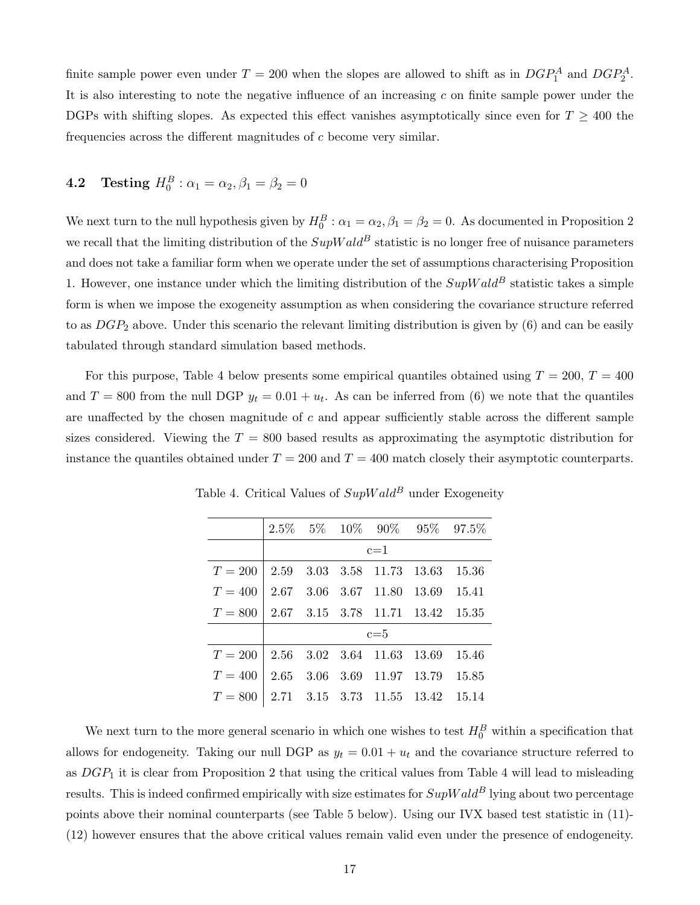finite sample power even under $T = 200$ when the slopes are allowed to shift as in $DGP_1^A$ and $DGP_2^A$. It is also interesting to note the negative influence of an increasing $c$ on finite sample power under the DGPs with shifting slopes. As expected this effect vanishes asymptotically since even for $T \geq 400$ the frequencies across the different magnitudes of $c$ become very similar.

## 4.2 Testing $H_0^B : \alpha_1 = \alpha_2, \beta_1 = \beta_2 = 0$

We next turn to the null hypothesis given by $H_0^B : \alpha_1 = \alpha_2, \beta_1 = \beta_2 = 0$. As documented in Proposition 2 we recall that the limiting distribution of the $SupWald^B$ statistic is no longer free of nuisance parameters and does not take a familiar form when we operate under the set of assumptions characterising Proposition 1. However, one instance under which the limiting distribution of the $SupWald^B$ statistic takes a simple form is when we impose the exogeneity assumption as when considering the covariance structure referred to as $DGP_2$ above. Under this scenario the relevant limiting distribution is given by (6) and can be easily tabulated through standard simulation based methods.

For this purpose, Table 4 below presents some empirical quantiles obtained using $T = 200$, $T = 400$ and $T = 800$ from the null DGP $y_t = 0.01 + u_t$. As can be inferred from (6) we note that the quantiles are unaffected by the chosen magnitude of $c$ and appear sufficiently stable across the different sample sizes considered. Viewing the $T = 800$ based results as approximating the asymptotic distribution for instance the quantiles obtained under $T = 200$ and $T = 400$ match closely their asymptotic counterparts.

Table 4. Critical Values of $SupWald^B$ under Exogeneity

| | 2.5% | 5% | 10% | 90% | 95% | 97.5% |
|---|---|---|---|---|---|---|
| | c=1 | | | | | |
| $T = 200$ | 2.59 | 3.03 | 3.58 | 11.73 | 13.63 | 15.36 |
| $T = 400$ | 2.67 | 3.06 | 3.67 | 11.80 | 13.69 | 15.41 |
| $T = 800$ | 2.67 | 3.15 | 3.78 | 11.71 | 13.42 | 15.35 |
| | c=5 | | | | | |
| $T = 200$ | 2.56 | 3.02 | 3.64 | 11.63 | 13.69 | 15.46 |
| $T = 400$ | 2.65 | 3.06 | 3.69 | 11.97 | 13.79 | 15.85 |
| $T = 800$ | 2.71 | 3.15 | 3.73 | 11.55 | 13.42 | 15.14 |

We next turn to the more general scenario in which one wishes to test $H_0^B$ within a specification that allows for endogeneity. Taking our null DGP as $y_t = 0.01 + u_t$ and the covariance structure referred to as $DGP_1$ it is clear from Proposition 2 that using the critical values from Table 4 will lead to misleading results. This is indeed confirmed empirically with size estimates for $SupWald^B$ lying about two percentage points above their nominal counterparts (see Table 5 below). Using our IVX based test statistic in (11)-(12) however ensures that the above critical values remain valid even under the presence of endogeneity.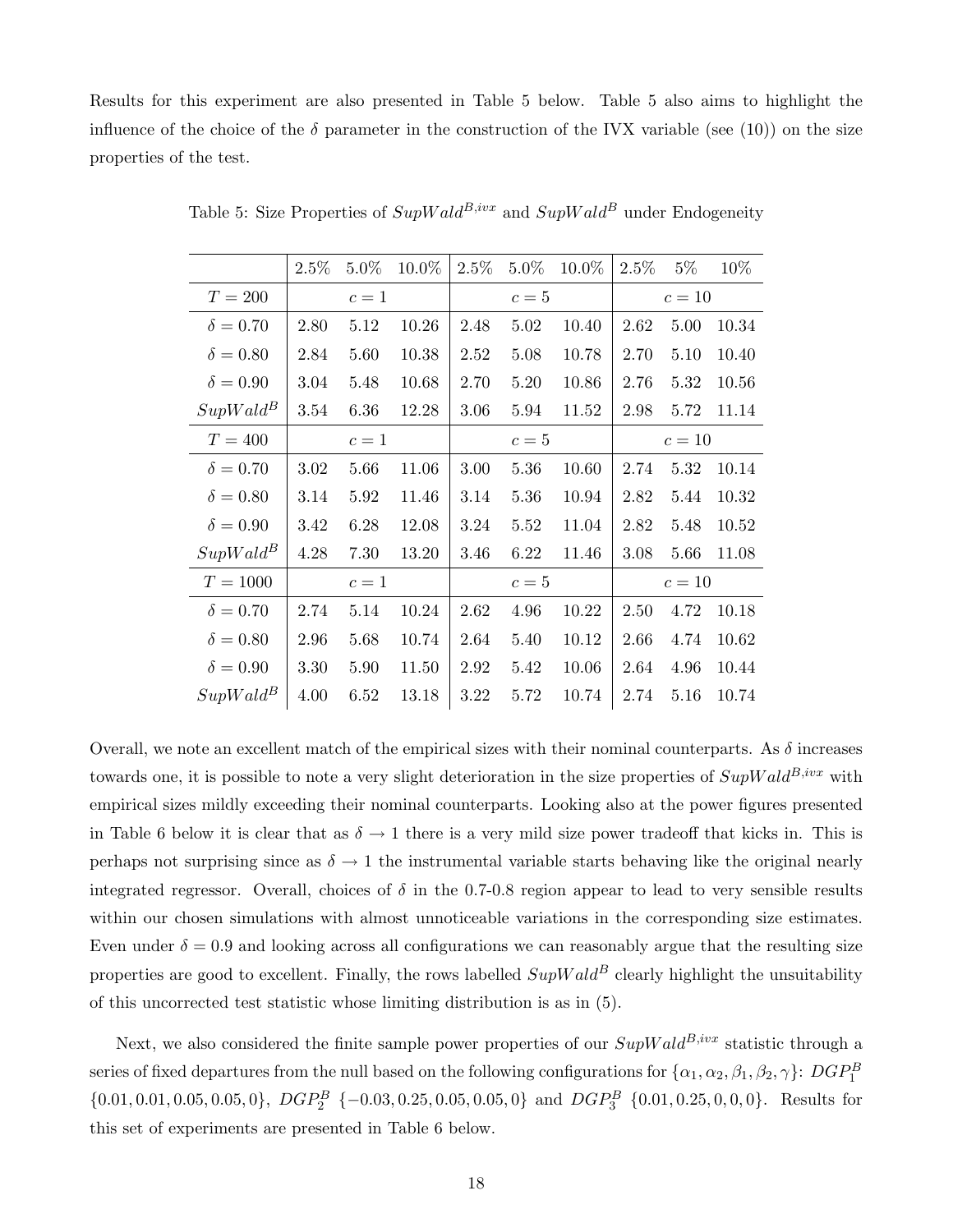Results for this experiment are also presented in Table 5 below. Table 5 also aims to highlight the influence of the choice of the $\delta$ parameter in the construction of the IVX variable (see (10)) on the size properties of the test.

Table 5: Size Properties of $SupWald^{B,ivx}$ and $SupWald^{B}$ under Endogeneity

| | 2.5% | 5.0% | 10.0% | 2.5% | 5.0% | 10.0% | 2.5% | 5% | 10% |
|---|---|---|---|---|---|---|---|---|---|
| $T = 200$ | | $c = 1$ | | | $c = 5$ | | | $c = 10$ | |
| $\delta = 0.70$ | 2.80 | 5.12 | 10.26 | 2.48 | 5.02 | 10.40 | 2.62 | 5.00 | 10.34 |
| $\delta = 0.80$ | 2.84 | 5.60 | 10.38 | 2.52 | 5.08 | 10.78 | 2.70 | 5.10 | 10.40 |
| $\delta = 0.90$ | 3.04 | 5.48 | 10.68 | 2.70 | 5.20 | 10.86 | 2.76 | 5.32 | 10.56 |
| $SupWald^{B}$ | 3.54 | 6.36 | 12.28 | 3.06 | 5.94 | 11.52 | 2.98 | 5.72 | 11.14 |
| $T = 400$ | | $c = 1$ | | | $c = 5$ | | | $c = 10$ | |
| $\delta = 0.70$ | 3.02 | 5.66 | 11.06 | 3.00 | 5.36 | 10.60 | 2.74 | 5.32 | 10.14 |
| $\delta = 0.80$ | 3.14 | 5.92 | 11.46 | 3.14 | 5.36 | 10.94 | 2.82 | 5.44 | 10.32 |
| $\delta = 0.90$ | 3.42 | 6.28 | 12.08 | 3.24 | 5.52 | 11.04 | 2.82 | 5.48 | 10.52 |
| $SupWald^{B}$ | 4.28 | 7.30 | 13.20 | 3.46 | 6.22 | 11.46 | 3.08 | 5.66 | 11.08 |
| $T = 1000$ | | $c = 1$ | | | $c = 5$ | | | $c = 10$ | |
| $\delta = 0.70$ | 2.74 | 5.14 | 10.24 | 2.62 | 4.96 | 10.22 | 2.50 | 4.72 | 10.18 |
| $\delta = 0.80$ | 2.96 | 5.68 | 10.74 | 2.64 | 5.40 | 10.12 | 2.66 | 4.74 | 10.62 |
| $\delta = 0.90$ | 3.30 | 5.90 | 11.50 | 2.92 | 5.42 | 10.06 | 2.64 | 4.96 | 10.44 |
| $SupWald^{B}$ | 4.00 | 6.52 | 13.18 | 3.22 | 5.72 | 10.74 | 2.74 | 5.16 | 10.74 |

Overall, we note an excellent match of the empirical sizes with their nominal counterparts. As $\delta$ increases towards one, it is possible to note a very slight deterioration in the size properties of $SupWald^{B,ivx}$ with empirical sizes mildly exceeding their nominal counterparts. Looking also at the power figures presented in Table 6 below it is clear that as $\delta \to 1$ there is a very mild size power tradeoff that kicks in. This is perhaps not surprising since as $\delta \to 1$ the instrumental variable starts behaving like the original nearly integrated regressor. Overall, choices of $\delta$ in the 0.7-0.8 region appear to lead to very sensible results within our chosen simulations with almost unnoticeable variations in the corresponding size estimates. Even under $\delta = 0.9$ and looking across all configurations we can reasonably argue that the resulting size properties are good to excellent. Finally, the rows labelled $SupWald^{B}$ clearly highlight the unsuitability of this uncorrected test statistic whose limiting distribution is as in (5).

Next, we also considered the finite sample power properties of our $SupWald^{B,ivx}$ statistic through a series of fixed departures from the null based on the following configurations for $\{\alpha_1, \alpha_2, \beta_1, \beta_2, \gamma\}$: $DGP_1^B$ $\{0.01, 0.01, 0.05, 0.05, 0\}$, $DGP_2^B$ $\{-0.03, 0.25, 0.05, 0.05, 0\}$ and $DGP_3^B$ $\{0.01, 0.25, 0, 0, 0\}$. Results for this set of experiments are presented in Table 6 below.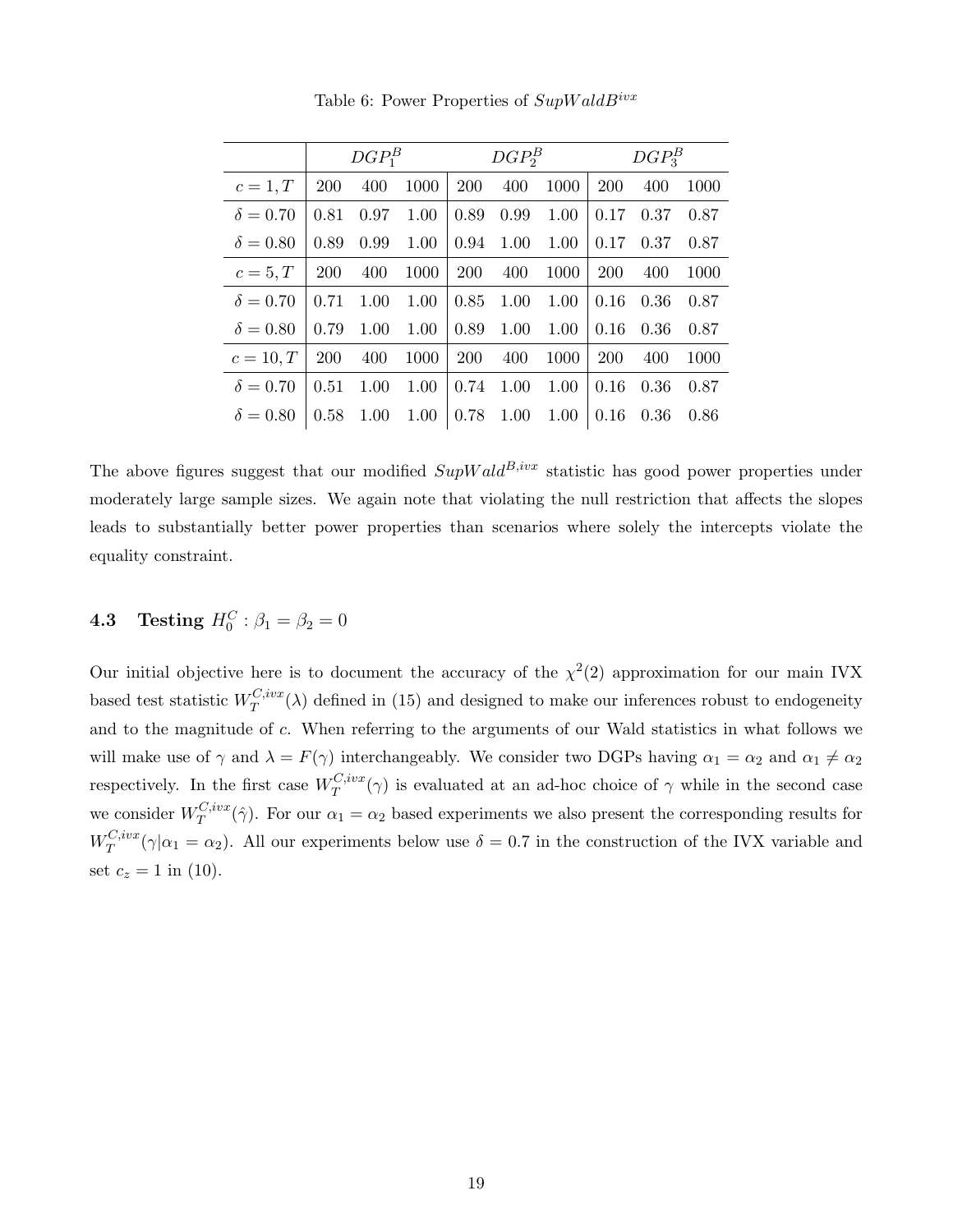Table 6: Power Properties of $SupWaldB^{ivx}$

| | $DGP_1^B$ | | | $DGP_2^B$ | | | $DGP_3^B$ | | |
|---|---|---|---|---|---|---|---|---|---|
| $c = 1, T$ | 200 | 400 | 1000 | 200 | 400 | 1000 | 200 | 400 | 1000 |
| $\delta = 0.70$ | 0.81 | 0.97 | 1.00 | 0.89 | 0.99 | 1.00 | 0.17 | 0.37 | 0.87 |
| $\delta = 0.80$ | 0.89 | 0.99 | 1.00 | 0.94 | 1.00 | 1.00 | 0.17 | 0.37 | 0.87 |
| $c = 5, T$ | 200 | 400 | 1000 | 200 | 400 | 1000 | 200 | 400 | 1000 |
| $\delta = 0.70$ | 0.71 | 1.00 | 1.00 | 0.85 | 1.00 | 1.00 | 0.16 | 0.36 | 0.87 |
| $\delta = 0.80$ | 0.79 | 1.00 | 1.00 | 0.89 | 1.00 | 1.00 | 0.16 | 0.36 | 0.87 |
| $c = 10, T$ | 200 | 400 | 1000 | 200 | 400 | 1000 | 200 | 400 | 1000 |
| $\delta = 0.70$ | 0.51 | 1.00 | 1.00 | 0.74 | 1.00 | 1.00 | 0.16 | 0.36 | 0.87 |
| $\delta = 0.80$ | 0.58 | 1.00 | 1.00 | 0.78 | 1.00 | 1.00 | 0.16 | 0.36 | 0.86 |

The above figures suggest that our modified $SupWald^{B,ivx}$ statistic has good power properties under moderately large sample sizes. We again note that violating the null restriction that affects the slopes leads to substantially better power properties than scenarios where solely the intercepts violate the equality constraint.

### 4.3 Testing $H_0^C : \beta_1 = \beta_2 = 0$

Our initial objective here is to document the accuracy of the $\chi^2(2)$ approximation for our main IVX based test statistic $W_T^{C,ivx}(\lambda)$ defined in (15) and designed to make our inferences robust to endogeneity and to the magnitude of $c$. When referring to the arguments of our Wald statistics in what follows we will make use of $\gamma$ and $\lambda = F(\gamma)$ interchangeably. We consider two DGPs having $\alpha_1 = \alpha_2$ and $\alpha_1 \neq \alpha_2$ respectively. In the first case $W_T^{C,ivx}(\gamma)$ is evaluated at an ad-hoc choice of $\gamma$ while in the second case we consider $W_T^{C,ivx}(\hat{\gamma})$. For our $\alpha_1 = \alpha_2$ based experiments we also present the corresponding results for $W_T^{C,ivx}(\gamma|\alpha_1 = \alpha_2)$. All our experiments below use $\delta = 0.7$ in the construction of the IVX variable and set $c_z = 1$ in (10).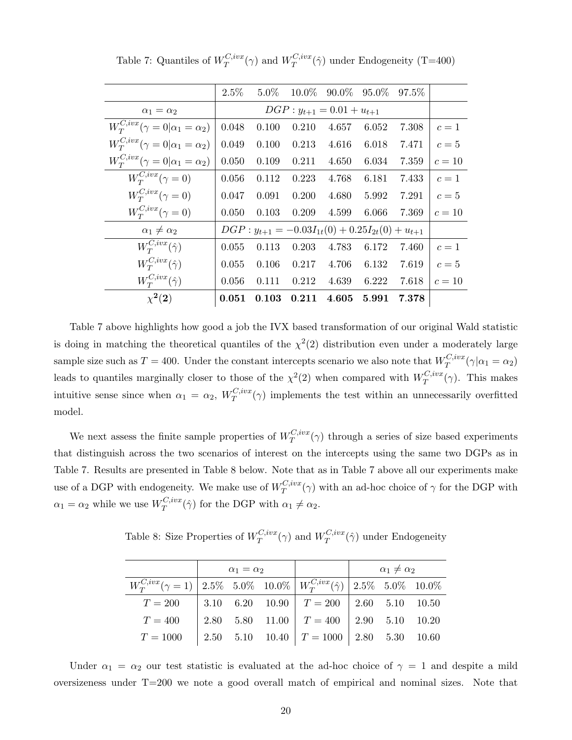Table 7: Quantiles of $W_T^{C,ivx}(\gamma)$ and $W_T^{C,ivx}(\hat{\gamma})$ under Endogeneity (T=400)

| | 2.5% | 5.0% | 10.0% | 90.0% | 95.0% | 97.5% | |
|---|---|---|---|---|---|---|---|
| $\alpha_1 = \alpha_2$ | $DGP: y_{t+1} = 0.01 + u_{t+1}$ | | | | | | |
| $W_T^{C,ivx}(\gamma = 0 \mid \alpha_1 = \alpha_2)$ | 0.048 | 0.100 | 0.210 | 4.657 | 6.052 | 7.308 | $c = 1$ |
| $W_T^{C,ivx}(\gamma = 0 \mid \alpha_1 = \alpha_2)$ | 0.049 | 0.100 | 0.213 | 4.616 | 6.018 | 7.471 | $c = 5$ |
| $W_T^{C,ivx}(\gamma = 0 \mid \alpha_1 = \alpha_2)$ | 0.050 | 0.109 | 0.211 | 4.650 | 6.034 | 7.359 | $c = 10$ |
| $W_T^{C,ivx}(\gamma = 0)$ | 0.056 | 0.112 | 0.223 | 4.768 | 6.181 | 7.433 | $c = 1$ |
| $W_T^{C,ivx}(\gamma = 0)$ | 0.047 | 0.091 | 0.200 | 4.680 | 5.992 | 7.291 | $c = 5$ |
| $W_T^{C,ivx}(\gamma = 0)$ | 0.050 | 0.103 | 0.209 | 4.599 | 6.066 | 7.369 | $c = 10$ |
| $\alpha_1 \neq \alpha_2$ | $DGP: y_{t+1} = -0.03 I_{1t}(0) + 0.25 I_{2t}(0) + u_{t+1}$ | | | | | | |
| $W_T^{C,ivx}(\hat{\gamma})$ | 0.055 | 0.113 | 0.203 | 4.783 | 6.172 | 7.460 | $c = 1$ |
| $W_T^{C,ivx}(\hat{\gamma})$ | 0.055 | 0.106 | 0.217 | 4.706 | 6.132 | 7.619 | $c = 5$ |
| $W_T^{C,ivx}(\hat{\gamma})$ | 0.056 | 0.111 | 0.212 | 4.639 | 6.222 | 7.618 | $c = 10$ |
| $\boldsymbol{\chi^2(2)}$ | **0.051** | **0.103** | **0.211** | **4.605** | **5.991** | **7.378** | |

Table 7 above highlights how good a job the IVX based transformation of our original Wald statistic is doing in matching the theoretical quantiles of the $\chi^2(2)$ distribution even under a moderately large sample size such as $T = 400$. Under the constant intercepts scenario we also note that $W_T^{C,ivx}(\gamma \mid \alpha_1 = \alpha_2)$ leads to quantiles marginally closer to those of the $\chi^2(2)$ when compared with $W_T^{C,ivx}(\gamma)$. This makes intuitive sense since when $\alpha_1 = \alpha_2$, $W_T^{C,ivx}(\gamma)$ implements the test within an unnecessarily overfitted model.

We next assess the finite sample properties of $W_T^{C,ivx}(\gamma)$ through a series of size based experiments that distinguish across the two scenarios of interest on the intercepts using the same two DGPs as in Table 7. Results are presented in Table 8 below. Note that as in Table 7 above all our experiments make use of a DGP with endogeneity. We make use of $W_T^{C,ivx}(\gamma)$ with an ad-hoc choice of $\gamma$ for the DGP with $\alpha_1 = \alpha_2$ while we use $W_T^{C,ivx}(\hat{\gamma})$ for the DGP with $\alpha_1 \neq \alpha_2$.

Table 8: Size Properties of $W_T^{C,ivx}(\gamma)$ and $W_T^{C,ivx}(\hat{\gamma})$ under Endogeneity

| | $\alpha_1 = \alpha_2$ | | | | $\alpha_1 \neq \alpha_2$ | | |
|---|---|---|---|---|---|---|---|
| $W_T^{C,ivx}(\gamma = 1)$ | 2.5% | 5.0% | 10.0% | $W_T^{C,ivx}(\hat{\gamma})$ | 2.5% | 5.0% | 10.0% |
| $T = 200$ | 3.10 | 6.20 | 10.90 | $T = 200$ | 2.60 | 5.10 | 10.50 |
| $T = 400$ | 2.80 | 5.80 | 11.00 | $T = 400$ | 2.90 | 5.10 | 10.20 |
| $T = 1000$ | 2.50 | 5.10 | 10.40 | $T = 1000$ | 2.80 | 5.30 | 10.60 |

Under $\alpha_1 = \alpha_2$ our test statistic is evaluated at the ad-hoc choice of $\gamma = 1$ and despite a mild oversizeness under T=200 we note a good overall match of empirical and nominal sizes. Note that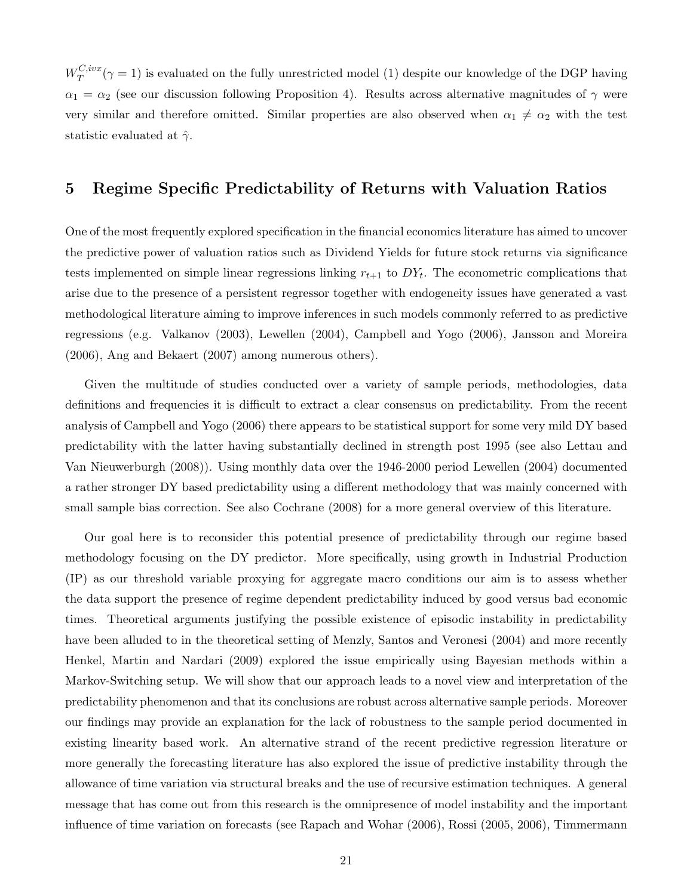$W_T^{C,ivx}(\gamma = 1)$ is evaluated on the fully unrestricted model (1) despite our knowledge of the DGP having $\alpha_1 = \alpha_2$ (see our discussion following Proposition 4). Results across alternative magnitudes of $\gamma$ were very similar and therefore omitted. Similar properties are also observed when $\alpha_1 \neq \alpha_2$ with the test statistic evaluated at $\hat{\gamma}$.

## 5 Regime Specific Predictability of Returns with Valuation Ratios

One of the most frequently explored specification in the financial economics literature has aimed to uncover the predictive power of valuation ratios such as Dividend Yields for future stock returns via significance tests implemented on simple linear regressions linking $r_{t+1}$ to $DY_t$. The econometric complications that arise due to the presence of a persistent regressor together with endogeneity issues have generated a vast methodological literature aiming to improve inferences in such models commonly referred to as predictive regressions (e.g. Valkanov (2003), Lewellen (2004), Campbell and Yogo (2006), Jansson and Moreira (2006), Ang and Bekaert (2007) among numerous others).

Given the multitude of studies conducted over a variety of sample periods, methodologies, data definitions and frequencies it is difficult to extract a clear consensus on predictability. From the recent analysis of Campbell and Yogo (2006) there appears to be statistical support for some very mild DY based predictability with the latter having substantially declined in strength post 1995 (see also Lettau and Van Nieuwerburgh (2008)). Using monthly data over the 1946-2000 period Lewellen (2004) documented a rather stronger DY based predictability using a different methodology that was mainly concerned with small sample bias correction. See also Cochrane (2008) for a more general overview of this literature.

Our goal here is to reconsider this potential presence of predictability through our regime based methodology focusing on the DY predictor. More specifically, using growth in Industrial Production (IP) as our threshold variable proxying for aggregate macro conditions our aim is to assess whether the data support the presence of regime dependent predictability induced by good versus bad economic times. Theoretical arguments justifying the possible existence of episodic instability in predictability have been alluded to in the theoretical setting of Menzly, Santos and Veronesi (2004) and more recently Henkel, Martin and Nardari (2009) explored the issue empirically using Bayesian methods within a Markov-Switching setup. We will show that our approach leads to a novel view and interpretation of the predictability phenomenon and that its conclusions are robust across alternative sample periods. Moreover our findings may provide an explanation for the lack of robustness to the sample period documented in existing linearity based work. An alternative strand of the recent predictive regression literature or more generally the forecasting literature has also explored the issue of predictive instability through the allowance of time variation via structural breaks and the use of recursive estimation techniques. A general message that has come out from this research is the omnipresence of model instability and the important influence of time variation on forecasts (see Rapach and Wohar (2006), Rossi (2005, 2006), Timmermann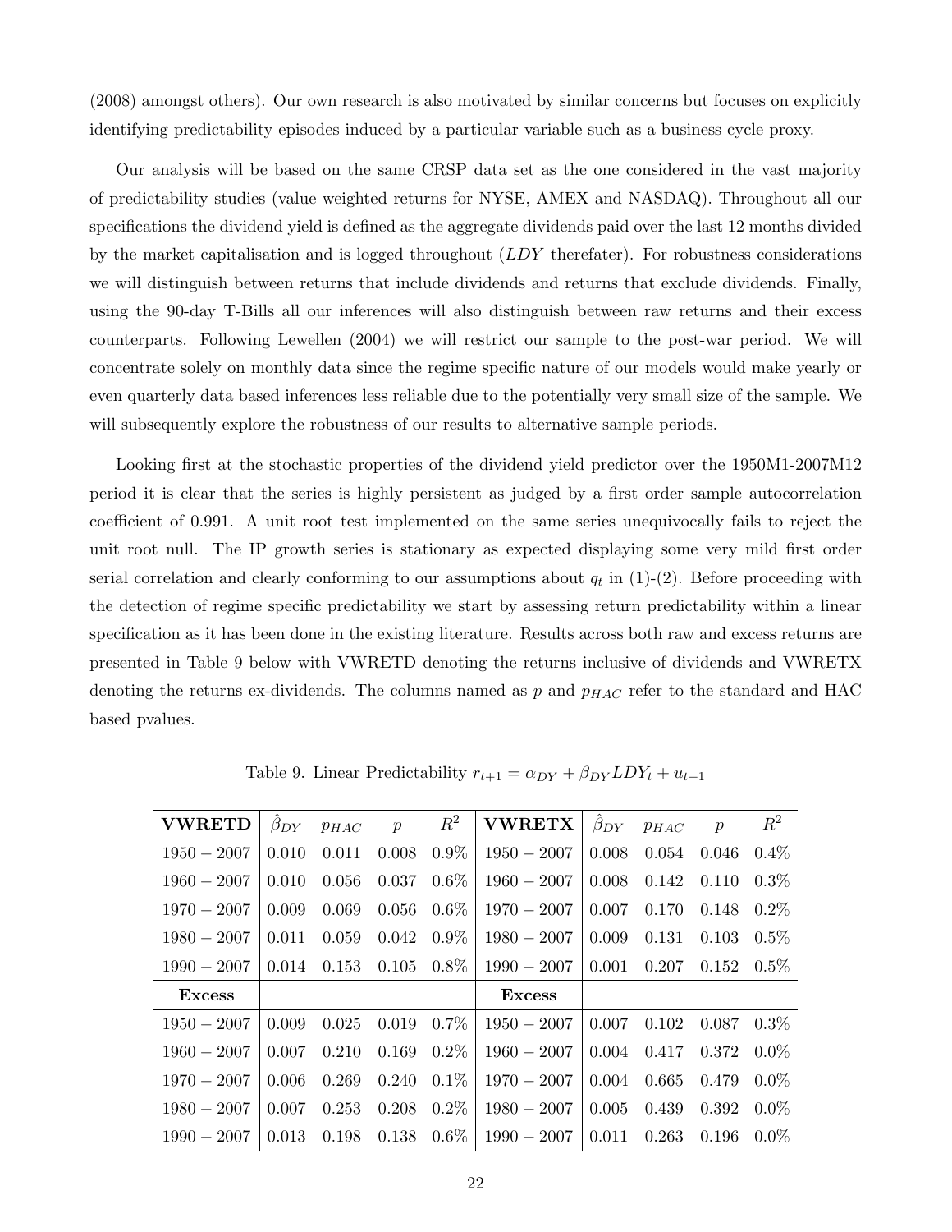(2008) amongst others). Our own research is also motivated by similar concerns but focuses on explicitly identifying predictability episodes induced by a particular variable such as a business cycle proxy.

Our analysis will be based on the same CRSP data set as the one considered in the vast majority of predictability studies (value weighted returns for NYSE, AMEX and NASDAQ). Throughout all our specifications the dividend yield is defined as the aggregate dividends paid over the last 12 months divided by the market capitalisation and is logged throughout ($LDY$ therefater). For robustness considerations we will distinguish between returns that include dividends and returns that exclude dividends. Finally, using the 90-day T-Bills all our inferences will also distinguish between raw returns and their excess counterparts. Following Lewellen (2004) we will restrict our sample to the post-war period. We will concentrate solely on monthly data since the regime specific nature of our models would make yearly or even quarterly data based inferences less reliable due to the potentially very small size of the sample. We will subsequently explore the robustness of our results to alternative sample periods.

Looking first at the stochastic properties of the dividend yield predictor over the 1950M1-2007M12 period it is clear that the series is highly persistent as judged by a first order sample autocorrelation coefficient of 0.991. A unit root test implemented on the same series unequivocally fails to reject the unit root null. The IP growth series is stationary as expected displaying some very mild first order serial correlation and clearly conforming to our assumptions about $q_t$ in (1)-(2). Before proceeding with the detection of regime specific predictability we start by assessing return predictability within a linear specification as it has been done in the existing literature. Results across both raw and excess returns are presented in Table 9 below with VWRETD denoting the returns inclusive of dividends and VWRETX denoting the returns ex-dividends. The columns named as $p$ and $p_{HAC}$ refer to the standard and HAC based pvalues.

Table 9. Linear Predictability $r_{t+1} = \alpha_{DY} + \beta_{DY} LDY_t + u_{t+1}$

| **VWRETD** | $\hat{\beta}_{DY}$ | $p_{HAC}$ | $p$ | $R^2$ | **VWRETX** | $\hat{\beta}_{DY}$ | $p_{HAC}$ | $p$ | $R^2$ |
|---|---|---|---|---|---|---|---|---|---|
| 1950 − 2007 | 0.010 | 0.011 | 0.008 | 0.9% | 1950 − 2007 | 0.008 | 0.054 | 0.046 | 0.4% |
| 1960 − 2007 | 0.010 | 0.056 | 0.037 | 0.6% | 1960 − 2007 | 0.008 | 0.142 | 0.110 | 0.3% |
| 1970 − 2007 | 0.009 | 0.069 | 0.056 | 0.6% | 1970 − 2007 | 0.007 | 0.170 | 0.148 | 0.2% |
| 1980 − 2007 | 0.011 | 0.059 | 0.042 | 0.9% | 1980 − 2007 | 0.009 | 0.131 | 0.103 | 0.5% |
| 1990 − 2007 | 0.014 | 0.153 | 0.105 | 0.8% | 1990 − 2007 | 0.001 | 0.207 | 0.152 | 0.5% |
| **Excess** | | | | | **Excess** | | | | |
| 1950 − 2007 | 0.009 | 0.025 | 0.019 | 0.7% | 1950 − 2007 | 0.007 | 0.102 | 0.087 | 0.3% |
| 1960 − 2007 | 0.007 | 0.210 | 0.169 | 0.2% | 1960 − 2007 | 0.004 | 0.417 | 0.372 | 0.0% |
| 1970 − 2007 | 0.006 | 0.269 | 0.240 | 0.1% | 1970 − 2007 | 0.004 | 0.665 | 0.479 | 0.0% |
| 1980 − 2007 | 0.007 | 0.253 | 0.208 | 0.2% | 1980 − 2007 | 0.005 | 0.439 | 0.392 | 0.0% |
| 1990 − 2007 | 0.013 | 0.198 | 0.138 | 0.6% | 1990 − 2007 | 0.011 | 0.263 | 0.196 | 0.0% |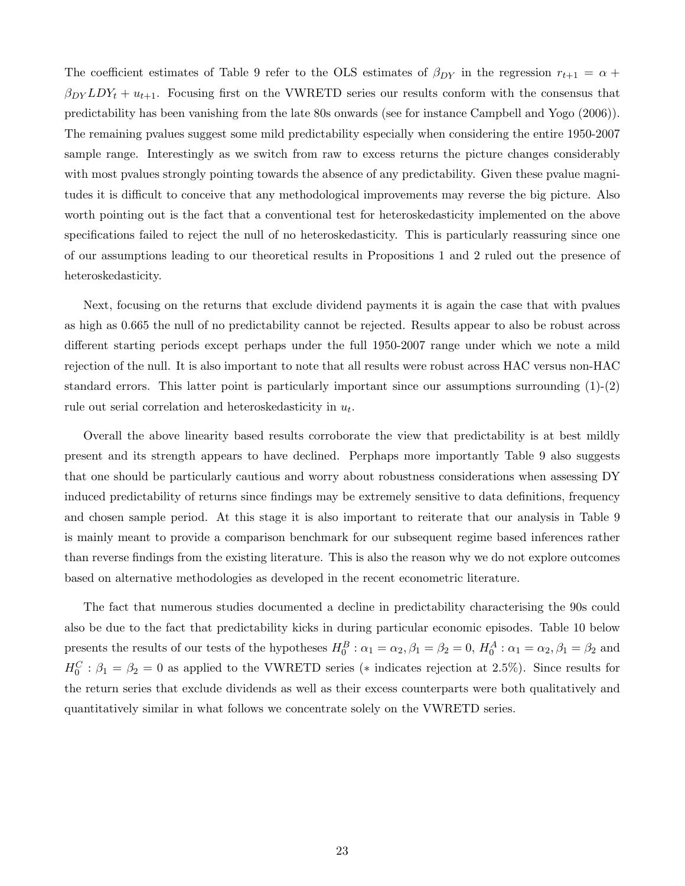The coefficient estimates of Table 9 refer to the OLS estimates of $\beta_{DY}$ in the regression $r_{t+1} = \alpha + \beta_{DY} LDY_t + u_{t+1}$. Focusing first on the VWRETD series our results conform with the consensus that predictability has been vanishing from the late 80s onwards (see for instance Campbell and Yogo (2006)). The remaining pvalues suggest some mild predictability especially when considering the entire 1950-2007 sample range. Interestingly as we switch from raw to excess returns the picture changes considerably with most pvalues strongly pointing towards the absence of any predictability. Given these pvalue magnitudes it is difficult to conceive that any methodological improvements may reverse the big picture. Also worth pointing out is the fact that a conventional test for heteroskedasticity implemented on the above specifications failed to reject the null of no heteroskedasticity. This is particularly reassuring since one of our assumptions leading to our theoretical results in Propositions 1 and 2 ruled out the presence of heteroskedasticity.

Next, focusing on the returns that exclude dividend payments it is again the case that with pvalues as high as 0.665 the null of no predictability cannot be rejected. Results appear to also be robust across different starting periods except perhaps under the full 1950-2007 range under which we note a mild rejection of the null. It is also important to note that all results were robust across HAC versus non-HAC standard errors. This latter point is particularly important since our assumptions surrounding (1)-(2) rule out serial correlation and heteroskedasticity in $u_t$.

Overall the above linearity based results corroborate the view that predictability is at best mildly present and its strength appears to have declined. Perphaps more importantly Table 9 also suggests that one should be particularly cautious and worry about robustness considerations when assessing DY induced predictability of returns since findings may be extremely sensitive to data definitions, frequency and chosen sample period. At this stage it is also important to reiterate that our analysis in Table 9 is mainly meant to provide a comparison benchmark for our subsequent regime based inferences rather than reverse findings from the existing literature. This is also the reason why we do not explore outcomes based on alternative methodologies as developed in the recent econometric literature.

The fact that numerous studies documented a decline in predictability characterising the 90s could also be due to the fact that predictability kicks in during particular economic episodes. Table 10 below presents the results of our tests of the hypotheses $H_0^B : \alpha_1 = \alpha_2, \beta_1 = \beta_2 = 0$, $H_0^A : \alpha_1 = \alpha_2, \beta_1 = \beta_2$ and $H_0^C : \beta_1 = \beta_2 = 0$ as applied to the VWRETD series ($*$ indicates rejection at 2.5%). Since results for the return series that exclude dividends as well as their excess counterparts were both qualitatively and quantitatively similar in what follows we concentrate solely on the VWRETD series.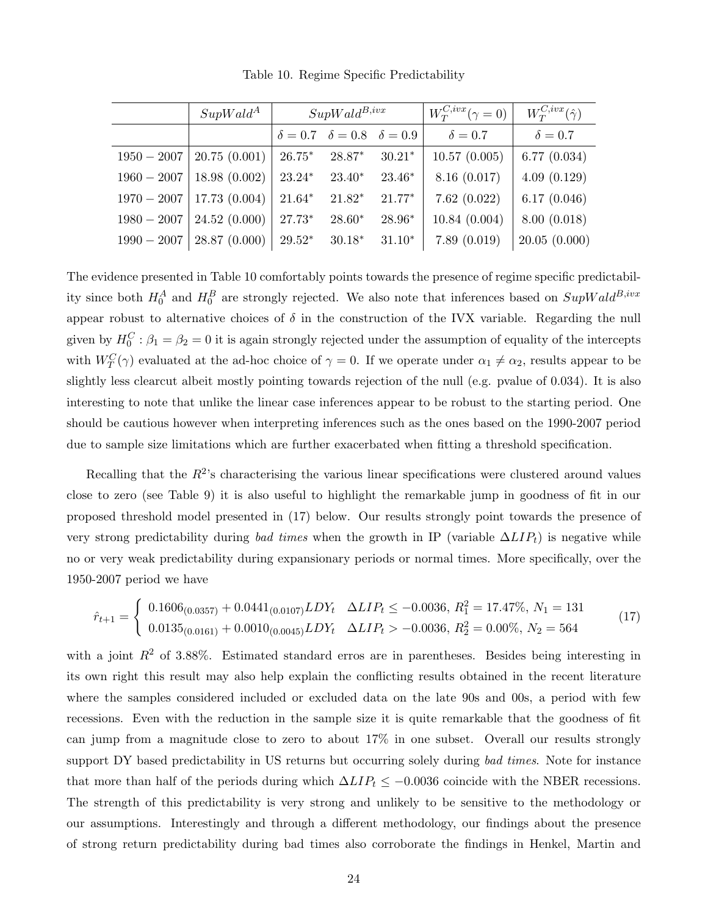Table 10. Regime Specific Predictability

| | $SupWald^A$ | $SupWald^{B,ivx}$ | | | $W_T^{C,ivx}(\gamma=0)$ | $W_T^{C,ivx}(\hat{\gamma})$ |
|---|---|---|---|---|---|---|
| | | $\delta=0.7$ | $\delta=0.8$ | $\delta=0.9$ | $\delta=0.7$ | $\delta=0.7$ |
| $1950-2007$ | 20.75 (0.001) | $26.75^*$ | $28.87^*$ | $30.21^*$ | 10.57 (0.005) | 6.77 (0.034) |
| $1960-2007$ | 18.98 (0.002) | $23.24^*$ | $23.40^*$ | $23.46^*$ | 8.16 (0.017) | 4.09 (0.129) |
| $1970-2007$ | 17.73 (0.004) | $21.64^*$ | $21.82^*$ | $21.77^*$ | 7.62 (0.022) | 6.17 (0.046) |
| $1980-2007$ | 24.52 (0.000) | $27.73^*$ | $28.60^*$ | $28.96^*$ | 10.84 (0.004) | 8.00 (0.018) |
| $1990-2007$ | 28.87 (0.000) | $29.52^*$ | $30.18^*$ | $31.10^*$ | 7.89 (0.019) | 20.05 (0.000) |

The evidence presented in Table 10 comfortably points towards the presence of regime specific predictability since both $H_0^A$ and $H_0^B$ are strongly rejected. We also note that inferences based on $SupWald^{B,ivx}$ appear robust to alternative choices of $\delta$ in the construction of the IVX variable. Regarding the null given by $H_0^C : \beta_1 = \beta_2 = 0$ it is again strongly rejected under the assumption of equality of the intercepts with $W_T^C(\gamma)$ evaluated at the ad-hoc choice of $\gamma = 0$. If we operate under $\alpha_1 \neq \alpha_2$, results appear to be slightly less clearcut albeit mostly pointing towards rejection of the null (e.g. pvalue of 0.034). It is also interesting to note that unlike the linear case inferences appear to be robust to the starting period. One should be cautious however when interpreting inferences such as the ones based on the 1990-2007 period due to sample size limitations which are further exacerbated when fitting a threshold specification.

Recalling that the $R^2$'s characterising the various linear specifications were clustered around values close to zero (see Table 9) it is also useful to highlight the remarkable jump in goodness of fit in our proposed threshold model presented in (17) below. Our results strongly point towards the presence of very strong predictability during *bad times* when the growth in IP (variable $\Delta LIP_t$) is negative while no or very weak predictability during expansionary periods or normal times. More specifically, over the 1950-2007 period we have

$$\hat{r}_{t+1} = \begin{cases} 0.1606_{(0.0357)} + 0.0441_{(0.0107)} LDY_t & \Delta LIP_t \leq -0.0036,\ R_1^2 = 17.47\%,\ N_1 = 131 \\ 0.0135_{(0.0161)} + 0.0010_{(0.0045)} LDY_t & \Delta LIP_t > -0.0036,\ R_2^2 = 0.00\%,\ N_2 = 564 \end{cases} \tag{17}$$

with a joint $R^2$ of 3.88%. Estimated standard erros are in parentheses. Besides being interesting in its own right this result may also help explain the conflicting results obtained in the recent literature where the samples considered included or excluded data on the late 90s and 00s, a period with few recessions. Even with the reduction in the sample size it is quite remarkable that the goodness of fit can jump from a magnitude close to zero to about 17% in one subset. Overall our results strongly support DY based predictability in US returns but occurring solely during *bad times*. Note for instance that more than half of the periods during which $\Delta LIP_t \leq -0.0036$ coincide with the NBER recessions. The strength of this predictability is very strong and unlikely to be sensitive to the methodology or our assumptions. Interestingly and through a different methodology, our findings about the presence of strong return predictability during bad times also corroborate the findings in Henkel, Martin and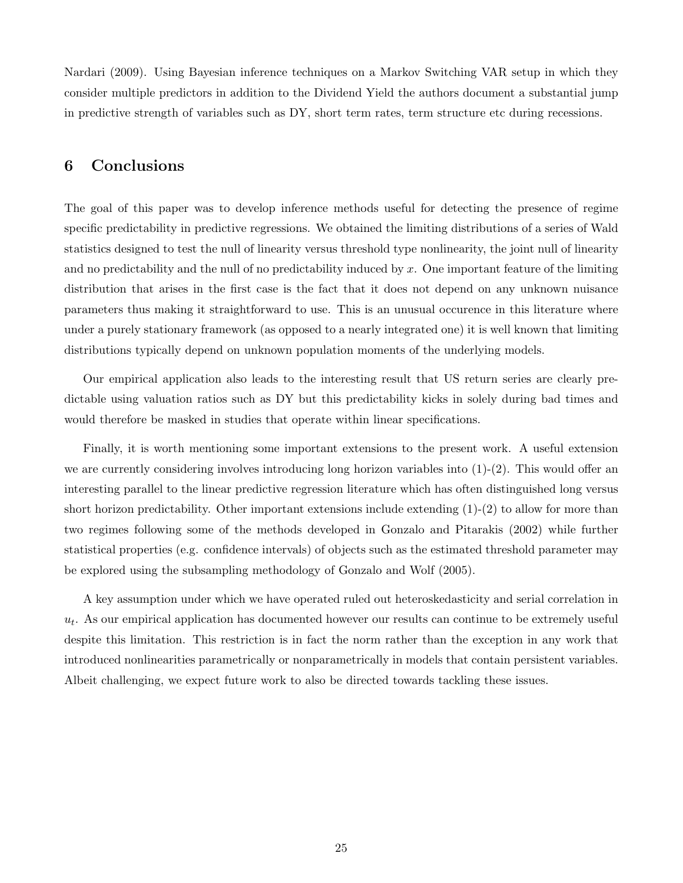Nardari (2009). Using Bayesian inference techniques on a Markov Switching VAR setup in which they consider multiple predictors in addition to the Dividend Yield the authors document a substantial jump in predictive strength of variables such as DY, short term rates, term structure etc during recessions.

## 6 Conclusions

The goal of this paper was to develop inference methods useful for detecting the presence of regime specific predictability in predictive regressions. We obtained the limiting distributions of a series of Wald statistics designed to test the null of linearity versus threshold type nonlinearity, the joint null of linearity and no predictability and the null of no predictability induced by $x$. One important feature of the limiting distribution that arises in the first case is the fact that it does not depend on any unknown nuisance parameters thus making it straightforward to use. This is an unusual occurence in this literature where under a purely stationary framework (as opposed to a nearly integrated one) it is well known that limiting distributions typically depend on unknown population moments of the underlying models.

Our empirical application also leads to the interesting result that US return series are clearly predictable using valuation ratios such as DY but this predictability kicks in solely during bad times and would therefore be masked in studies that operate within linear specifications.

Finally, it is worth mentioning some important extensions to the present work. A useful extension we are currently considering involves introducing long horizon variables into (1)-(2). This would offer an interesting parallel to the linear predictive regression literature which has often distinguished long versus short horizon predictability. Other important extensions include extending (1)-(2) to allow for more than two regimes following some of the methods developed in Gonzalo and Pitarakis (2002) while further statistical properties (e.g. confidence intervals) of objects such as the estimated threshold parameter may be explored using the subsampling methodology of Gonzalo and Wolf (2005).

A key assumption under which we have operated ruled out heteroskedasticity and serial correlation in $u_t$. As our empirical application has documented however our results can continue to be extremely useful despite this limitation. This restriction is in fact the norm rather than the exception in any work that introduced nonlinearities parametrically or nonparametrically in models that contain persistent variables. Albeit challenging, we expect future work to also be directed towards tackling these issues.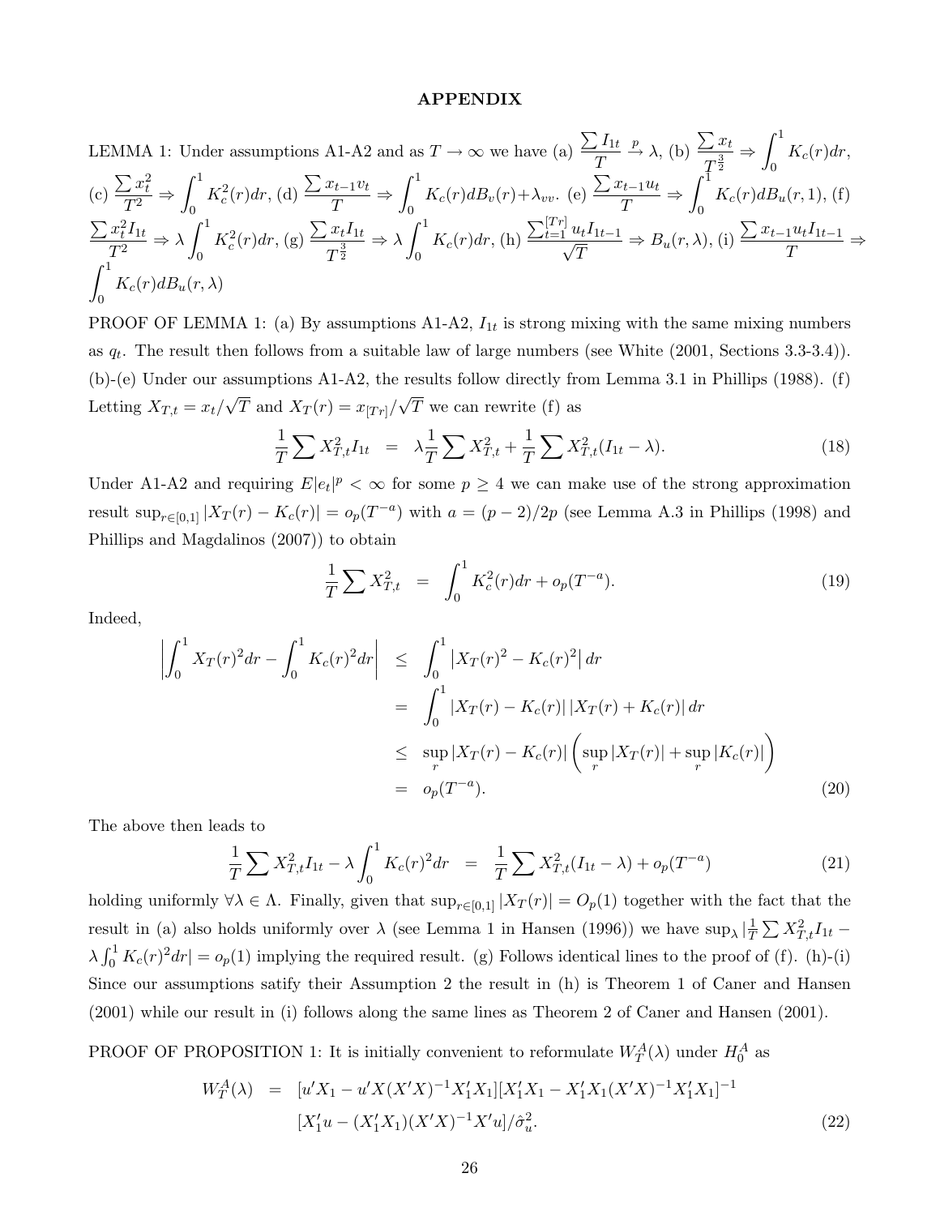# APPENDIX

LEMMA 1: Under assumptions A1-A2 and as $T \to \infty$ we have (a) $\frac{\sum I_{1t}}{T} \xrightarrow{p} \lambda$, (b) $\frac{\sum x_t}{T^{\frac{3}{2}}} \Rightarrow \int_0^1 K_c(r)dr$, (c) $\frac{\sum x_t^2}{T^2} \Rightarrow \int_0^1 K_c^2(r)dr$, (d) $\frac{\sum x_{t-1}v_t}{T} \Rightarrow \int_0^1 K_c(r)dB_v(r)+\lambda_{vv}$. (e) $\frac{\sum x_{t-1}u_t}{T} \Rightarrow \int_0^1 K_c(r)dB_u(r,1)$, (f) $\frac{\sum x_t^2 I_{1t}}{T^2} \Rightarrow \lambda \int_0^1 K_c^2(r)dr$, (g) $\frac{\sum x_t I_{1t}}{T^{\frac{3}{2}}} \Rightarrow \lambda \int_0^1 K_c(r)dr$, (h) $\frac{\sum_{t=1}^{[Tr]} u_t I_{1t-1}}{\sqrt{T}} \Rightarrow B_u(r,\lambda)$, (i) $\frac{\sum x_{t-1}u_t I_{1t-1}}{T} \Rightarrow \int_0^1 K_c(r)dB_u(r,\lambda)$

PROOF OF LEMMA 1: (a) By assumptions A1-A2, $I_{1t}$ is strong mixing with the same mixing numbers as $q_t$. The result then follows from a suitable law of large numbers (see White (2001, Sections 3.3-3.4)). (b)-(e) Under our assumptions A1-A2, the results follow directly from Lemma 3.1 in Phillips (1988). (f) Letting $X_{T,t} = x_t/\sqrt{T}$ and $X_T(r) = x_{[Tr]}/\sqrt{T}$ we can rewrite (f) as

$$\frac{1}{T}\sum X_{T,t}^2 I_{1t} \;=\; \lambda \frac{1}{T}\sum X_{T,t}^2 + \frac{1}{T}\sum X_{T,t}^2(I_{1t}-\lambda). \tag{18}$$

Under A1-A2 and requiring $E|e_t|^p < \infty$ for some $p \geq 4$ we can make use of the strong approximation result $\sup_{r\in[0,1]}|X_T(r) - K_c(r)| = o_p(T^{-a})$ with $a = (p-2)/2p$ (see Lemma A.3 in Phillips (1998) and Phillips and Magdalinos (2007)) to obtain

$$\frac{1}{T}\sum X_{T,t}^2 \;=\; \int_0^1 K_c^2(r)dr + o_p(T^{-a}). \tag{19}$$

Indeed,

$$\begin{aligned}
\left|\int_0^1 X_T(r)^2 dr - \int_0^1 K_c(r)^2 dr\right| &\leq \int_0^1 \left|X_T(r)^2 - K_c(r)^2\right| dr \\
&= \int_0^1 |X_T(r) - K_c(r)|\,|X_T(r) + K_c(r)|\, dr \\
&\leq \sup_r |X_T(r) - K_c(r)| \left(\sup_r |X_T(r)| + \sup_r |K_c(r)|\right) \\
&= o_p(T^{-a}).
\end{aligned} \tag{20}$$

The above then leads to

$$\frac{1}{T}\sum X_{T,t}^2 I_{1t} - \lambda \int_0^1 K_c(r)^2 dr \;=\; \frac{1}{T}\sum X_{T,t}^2(I_{1t}-\lambda) + o_p(T^{-a}) \tag{21}$$

holding uniformly $\forall \lambda \in \Lambda$. Finally, given that $\sup_{r\in[0,1]}|X_T(r)| = O_p(1)$ together with the fact that the result in (a) also holds uniformly over $\lambda$ (see Lemma 1 in Hansen (1996)) we have $\sup_\lambda |\frac{1}{T}\sum X_{T,t}^2 I_{1t} - \lambda \int_0^1 K_c(r)^2 dr| = o_p(1)$ implying the required result. (g) Follows identical lines to the proof of (f). (h)-(i) Since our assumptions satify their Assumption 2 the result in (h) is Theorem 1 of Caner and Hansen (2001) while our result in (i) follows along the same lines as Theorem 2 of Caner and Hansen (2001).

PROOF OF PROPOSITION 1: It is initially convenient to reformulate $W_T^A(\lambda)$ under $H_0^A$ as

$$\begin{aligned}
W_T^A(\lambda) &= [u'X_1 - u'X(X'X)^{-1}X_1'X_1][X_1'X_1 - X_1'X_1(X'X)^{-1}X_1'X_1]^{-1} \\
&\quad [X_1'u - (X_1'X_1)(X'X)^{-1}X'u]/\hat{\sigma}_u^2.
\end{aligned} \tag{22}$$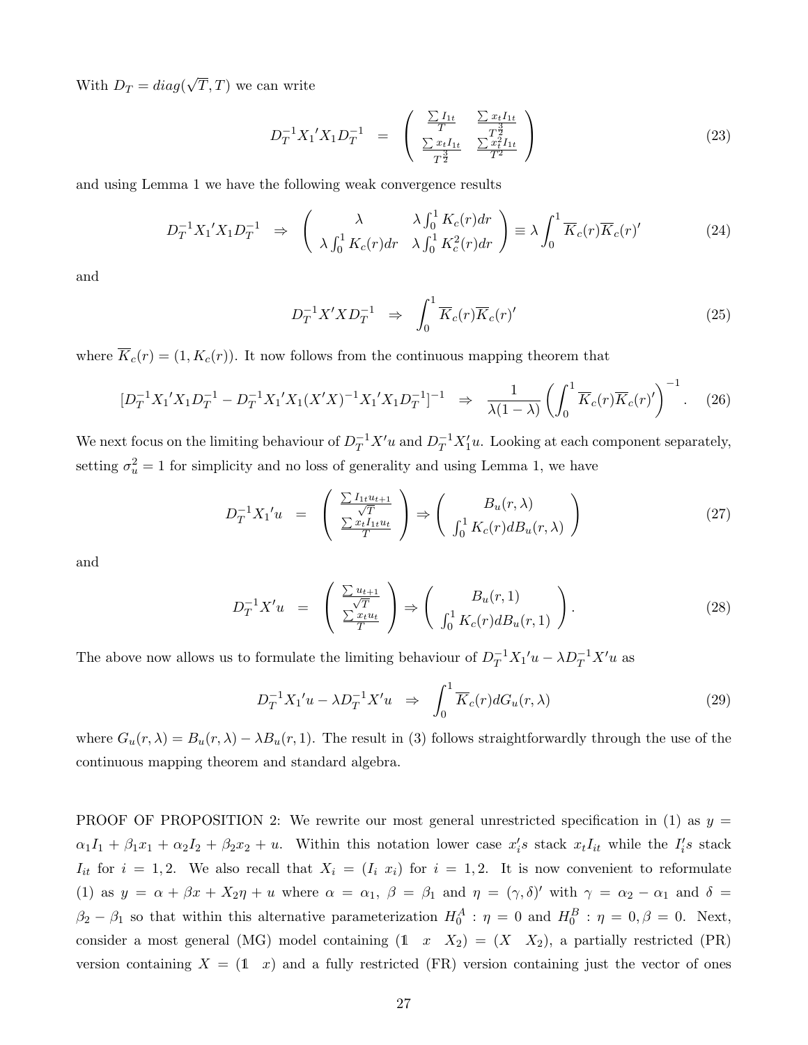With $D_T = diag(\sqrt{T}, T)$ we can write

$$D_T^{-1} X_1{}' X_1 D_T^{-1} \;\; = \;\; \left( \begin{array}{cc} \frac{\sum I_{1t}}{T} & \frac{\sum x_t I_{1t}}{T^{\frac{3}{2}}} \\ \frac{\sum x_t I_{1t}}{T^{\frac{3}{2}}} & \frac{\sum x_t^2 I_{1t}}{T^2} \end{array} \right) \tag{23}$$

and using Lemma 1 we have the following weak convergence results

$$D_T^{-1} X_1{}' X_1 D_T^{-1} \;\; \Rightarrow \;\; \left( \begin{array}{cc} \lambda & \lambda \int_0^1 K_c(r) dr \\ \lambda \int_0^1 K_c(r) dr & \lambda \int_0^1 K_c^2(r) dr \end{array} \right) \equiv \lambda \int_0^1 \overline{K}_c(r) \overline{K}_c(r)' \tag{24}$$

and

$$D_T^{-1} X' X D_T^{-1} \;\; \Rightarrow \;\; \int_0^1 \overline{K}_c(r) \overline{K}_c(r)' \tag{25}$$

where $\overline{K}_c(r) = (1, K_c(r))$. It now follows from the continuous mapping theorem that

$$[D_T^{-1} X_1{}' X_1 D_T^{-1} - D_T^{-1} X_1{}' X_1 (X'X)^{-1} X_1{}' X_1 D_T^{-1}]^{-1} \;\; \Rightarrow \;\; \frac{1}{\lambda(1-\lambda)} \left( \int_0^1 \overline{K}_c(r) \overline{K}_c(r)' \right)^{-1}. \tag{26}$$

We next focus on the limiting behaviour of $D_T^{-1} X' u$ and $D_T^{-1} X_1' u$. Looking at each component separately, setting $\sigma_u^2 = 1$ for simplicity and no loss of generality and using Lemma 1, we have

$$D_T^{-1} X_1{}' u \;\; = \;\; \left( \begin{array}{c} \frac{\sum I_{1t} u_{t+1}}{\sqrt{T}} \\ \frac{\sum x_t I_{1t} u_t}{T} \end{array} \right) \Rightarrow \left( \begin{array}{c} B_u(r, \lambda) \\ \int_0^1 K_c(r) dB_u(r, \lambda) \end{array} \right) \tag{27}$$

and

$$D_T^{-1} X' u \;\; = \;\; \left( \begin{array}{c} \frac{\sum u_{t+1}}{\sqrt{T}} \\ \frac{\sum x_t u_t}{T} \end{array} \right) \Rightarrow \left( \begin{array}{c} B_u(r, 1) \\ \int_0^1 K_c(r) dB_u(r, 1) \end{array} \right). \tag{28}$$

The above now allows us to formulate the limiting behaviour of $D_T^{-1} X_1{}' u - \lambda D_T^{-1} X' u$ as

$$D_T^{-1} X_1{}' u - \lambda D_T^{-1} X' u \;\; \Rightarrow \;\; \int_0^1 \overline{K}_c(r) dG_u(r, \lambda) \tag{29}$$

where $G_u(r, \lambda) = B_u(r, \lambda) - \lambda B_u(r, 1)$. The result in (3) follows straightforwardly through the use of the continuous mapping theorem and standard algebra.

PROOF OF PROPOSITION 2: We rewrite our most general unrestricted specification in (1) as $y = \alpha_1 I_1 + \beta_1 x_1 + \alpha_2 I_2 + \beta_2 x_2 + u$. Within this notation lower case $x_i's$ stack $x_t I_{it}$ while the $I_i's$ stack $I_{it}$ for $i = 1, 2$. We also recall that $X_i = (I_i \;\; x_i)$ for $i = 1, 2$. It is now convenient to reformulate (1) as $y = \alpha + \beta x + X_2 \eta + u$ where $\alpha = \alpha_1$, $\beta = \beta_1$ and $\eta = (\gamma, \delta)'$ with $\gamma = \alpha_2 - \alpha_1$ and $\delta = \beta_2 - \beta_1$ so that within this alternative parameterization $H_0^A : \eta = 0$ and $H_0^B : \eta = 0, \beta = 0$. Next, consider a most general (MG) model containing $(\mathbb{1} \;\; x \;\; X_2) = (X \;\; X_2)$, a partially restricted (PR) version containing $X = (\mathbb{1} \;\; x)$ and a fully restricted (FR) version containing just the vector of ones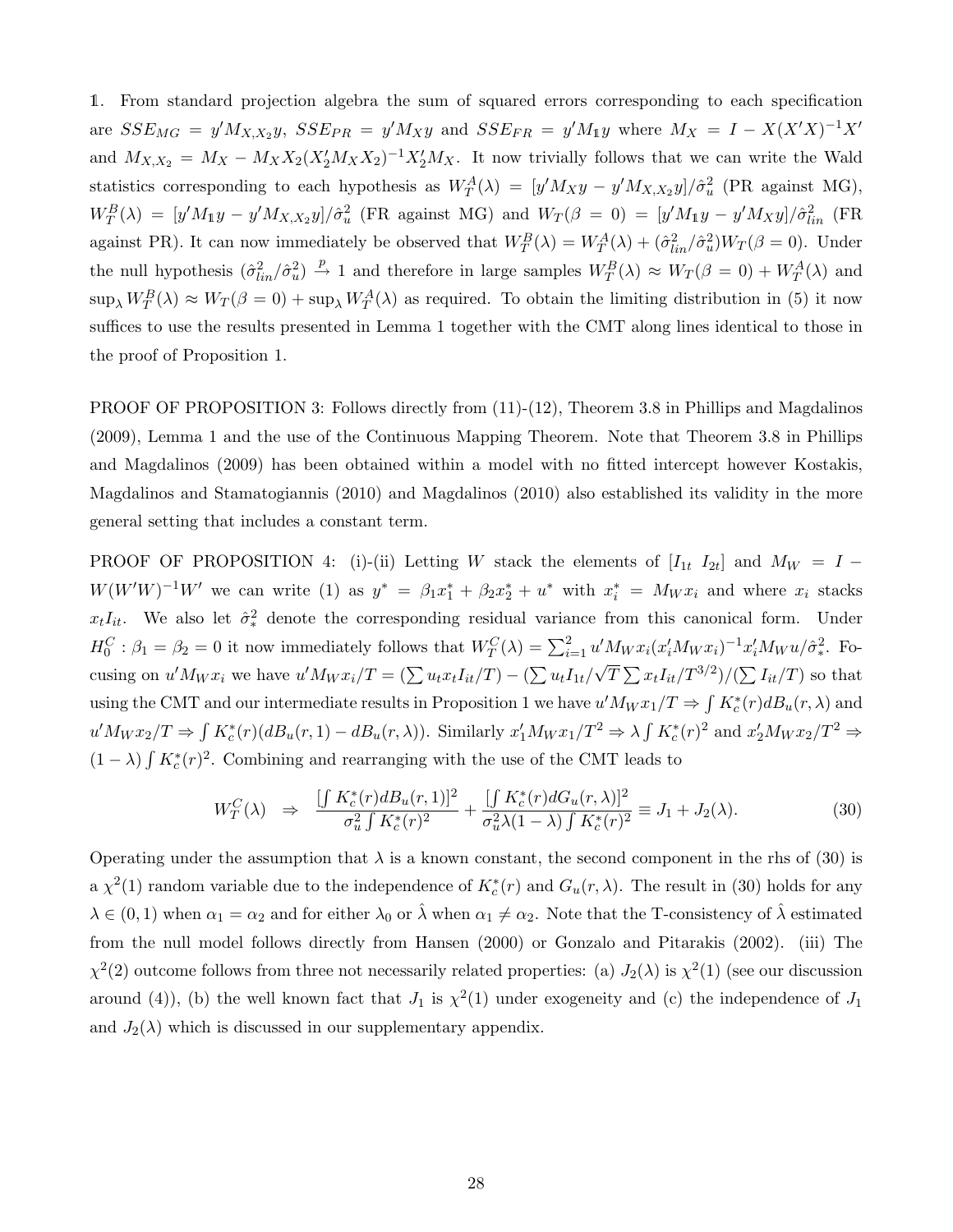1. From standard projection algebra the sum of squared errors corresponding to each specification are $SSE_{MG} = y'M_{X,X_2}y$, $SSE_{PR} = y'M_X y$ and $SSE_{FR} = y'M_{\mathbb{1}}y$ where $M_X = I - X(X'X)^{-1}X'$ and $M_{X,X_2} = M_X - M_X X_2(X_2'M_X X_2)^{-1}X_2'M_X$. It now trivially follows that we can write the Wald statistics corresponding to each hypothesis as $W_T^A(\lambda) = [y'M_X y - y'M_{X,X_2}y]/\hat{\sigma}_u^2$ (PR against MG), $W_T^B(\lambda) = [y'M_{\mathbb{1}}y - y'M_{X,X_2}y]/\hat{\sigma}_u^2$ (FR against MG) and $W_T(\beta = 0) = [y'M_{\mathbb{1}}y - y'M_X y]/\hat{\sigma}_{lin}^2$ (FR against PR). It can now immediately be observed that $W_T^B(\lambda) = W_T^A(\lambda) + (\hat{\sigma}_{lin}^2/\hat{\sigma}_u^2)W_T(\beta = 0)$. Under the null hypothesis $(\hat{\sigma}_{lin}^2/\hat{\sigma}_u^2) \xrightarrow{p} 1$ and therefore in large samples $W_T^B(\lambda) \approx W_T(\beta = 0) + W_T^A(\lambda)$ and $\sup_\lambda W_T^B(\lambda) \approx W_T(\beta = 0) + \sup_\lambda W_T^A(\lambda)$ as required. To obtain the limiting distribution in (5) it now suffices to use the results presented in Lemma 1 together with the CMT along lines identical to those in the proof of Proposition 1.

PROOF OF PROPOSITION 3: Follows directly from (11)-(12), Theorem 3.8 in Phillips and Magdalinos (2009), Lemma 1 and the use of the Continuous Mapping Theorem. Note that Theorem 3.8 in Phillips and Magdalinos (2009) has been obtained within a model with no fitted intercept however Kostakis, Magdalinos and Stamatogiannis (2010) and Magdalinos (2010) also established its validity in the more general setting that includes a constant term.

PROOF OF PROPOSITION 4: (i)-(ii) Letting $W$ stack the elements of $[I_{1t}\ I_{2t}]$ and $M_W = I - W(W'W)^{-1}W'$ we can write (1) as $y^* = \beta_1 x_1^* + \beta_2 x_2^* + u^*$ with $x_i^* = M_W x_i$ and where $x_i$ stacks $x_t I_{it}$. We also let $\hat{\sigma}_*^2$ denote the corresponding residual variance from this canonical form. Under $H_0^C : \beta_1 = \beta_2 = 0$ it now immediately follows that $W_T^C(\lambda) = \sum_{i=1}^{2} u'M_W x_i(x_i'M_W x_i)^{-1}x_i'M_W u/\hat{\sigma}_*^2$. Focusing on $u'M_W x_i$ we have $u'M_W x_i/T = (\sum u_t x_t I_{it}/T) - (\sum u_t I_{1t}/\sqrt{T}\sum x_t I_{it}/T^{3/2})/(\sum I_{it}/T)$ so that using the CMT and our intermediate results in Proposition 1 we have $u'M_W x_1/T \Rightarrow \int K_c^*(r)dB_u(r,\lambda)$ and $u'M_W x_2/T \Rightarrow \int K_c^*(r)(dB_u(r,1) - dB_u(r,\lambda))$. Similarly $x_1'M_W x_1/T^2 \Rightarrow \lambda\int K_c^*(r)^2$ and $x_2'M_W x_2/T^2 \Rightarrow (1-\lambda)\int K_c^*(r)^2$. Combining and rearranging with the use of the CMT leads to

$$
W_T^C(\lambda) \;\; \Rightarrow \;\; \frac{[\int K_c^*(r)dB_u(r,1)]^2}{\sigma_u^2\int K_c^*(r)^2} + \frac{[\int K_c^*(r)dG_u(r,\lambda)]^2}{\sigma_u^2\lambda(1-\lambda)\int K_c^*(r)^2} \equiv J_1 + J_2(\lambda). \tag{30}
$$

Operating under the assumption that $\lambda$ is a known constant, the second component in the rhs of (30) is a $\chi^2(1)$ random variable due to the independence of $K_c^*(r)$ and $G_u(r,\lambda)$. The result in (30) holds for any $\lambda \in (0,1)$ when $\alpha_1 = \alpha_2$ and for either $\lambda_0$ or $\hat{\lambda}$ when $\alpha_1 \neq \alpha_2$. Note that the T-consistency of $\hat{\lambda}$ estimated from the null model follows directly from Hansen (2000) or Gonzalo and Pitarakis (2002). (iii) The $\chi^2(2)$ outcome follows from three not necessarily related properties: (a) $J_2(\lambda)$ is $\chi^2(1)$ (see our discussion around (4)), (b) the well known fact that $J_1$ is $\chi^2(1)$ under exogeneity and (c) the independence of $J_1$ and $J_2(\lambda)$ which is discussed in our supplementary appendix.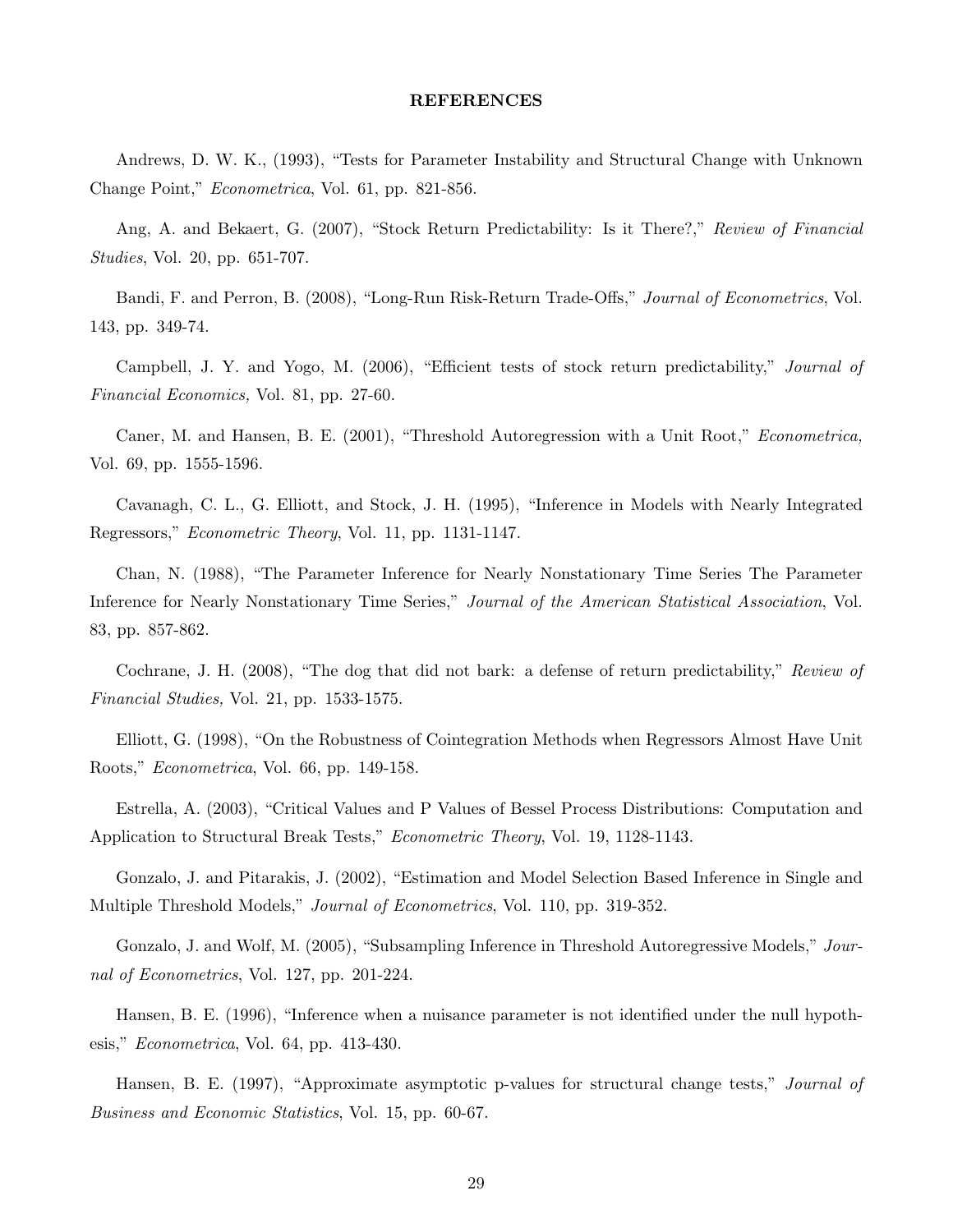## REFERENCES

Andrews, D. W. K., (1993), "Tests for Parameter Instability and Structural Change with Unknown Change Point," *Econometrica*, Vol. 61, pp. 821-856.

Ang, A. and Bekaert, G. (2007), "Stock Return Predictability: Is it There?," *Review of Financial Studies*, Vol. 20, pp. 651-707.

Bandi, F. and Perron, B. (2008), "Long-Run Risk-Return Trade-Offs," *Journal of Econometrics*, Vol. 143, pp. 349-74.

Campbell, J. Y. and Yogo, M. (2006), "Efficient tests of stock return predictability," *Journal of Financial Economics,* Vol. 81, pp. 27-60.

Caner, M. and Hansen, B. E. (2001), "Threshold Autoregression with a Unit Root," *Econometrica,* Vol. 69, pp. 1555-1596.

Cavanagh, C. L., G. Elliott, and Stock, J. H. (1995), "Inference in Models with Nearly Integrated Regressors," *Econometric Theory*, Vol. 11, pp. 1131-1147.

Chan, N. (1988), "The Parameter Inference for Nearly Nonstationary Time Series The Parameter Inference for Nearly Nonstationary Time Series," *Journal of the American Statistical Association*, Vol. 83, pp. 857-862.

Cochrane, J. H. (2008), "The dog that did not bark: a defense of return predictability," *Review of Financial Studies,* Vol. 21, pp. 1533-1575.

Elliott, G. (1998), "On the Robustness of Cointegration Methods when Regressors Almost Have Unit Roots," *Econometrica*, Vol. 66, pp. 149-158.

Estrella, A. (2003), "Critical Values and P Values of Bessel Process Distributions: Computation and Application to Structural Break Tests," *Econometric Theory*, Vol. 19, 1128-1143.

Gonzalo, J. and Pitarakis, J. (2002), "Estimation and Model Selection Based Inference in Single and Multiple Threshold Models," *Journal of Econometrics*, Vol. 110, pp. 319-352.

Gonzalo, J. and Wolf, M. (2005), "Subsampling Inference in Threshold Autoregressive Models," *Journal of Econometrics*, Vol. 127, pp. 201-224.

Hansen, B. E. (1996), "Inference when a nuisance parameter is not identified under the null hypothesis," *Econometrica*, Vol. 64, pp. 413-430.

Hansen, B. E. (1997), "Approximate asymptotic p-values for structural change tests," *Journal of Business and Economic Statistics*, Vol. 15, pp. 60-67.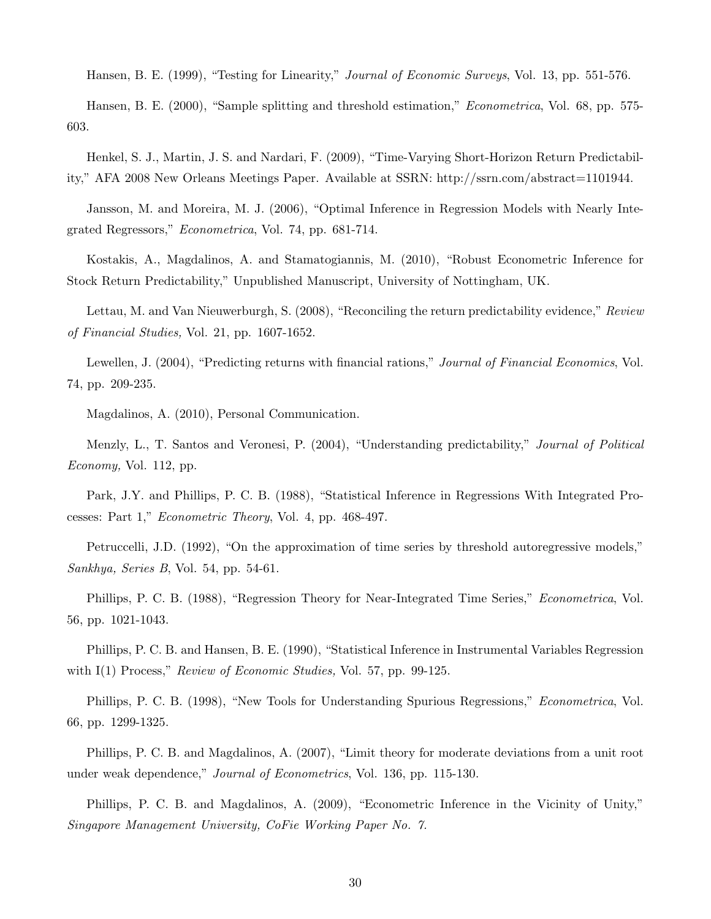Hansen, B. E. (1999), "Testing for Linearity," *Journal of Economic Surveys*, Vol. 13, pp. 551-576.

Hansen, B. E. (2000), "Sample splitting and threshold estimation," *Econometrica*, Vol. 68, pp. 575-603.

Henkel, S. J., Martin, J. S. and Nardari, F. (2009), "Time-Varying Short-Horizon Return Predictability," AFA 2008 New Orleans Meetings Paper. Available at SSRN: http://ssrn.com/abstract=1101944.

Jansson, M. and Moreira, M. J. (2006), "Optimal Inference in Regression Models with Nearly Integrated Regressors," *Econometrica*, Vol. 74, pp. 681-714.

Kostakis, A., Magdalinos, A. and Stamatogiannis, M. (2010), "Robust Econometric Inference for Stock Return Predictability," Unpublished Manuscript, University of Nottingham, UK.

Lettau, M. and Van Nieuwerburgh, S. (2008), "Reconciling the return predictability evidence," *Review of Financial Studies,* Vol. 21, pp. 1607-1652.

Lewellen, J. (2004), "Predicting returns with financial rations," *Journal of Financial Economics*, Vol. 74, pp. 209-235.

Magdalinos, A. (2010), Personal Communication.

Menzly, L., T. Santos and Veronesi, P. (2004), "Understanding predictability," *Journal of Political Economy,* Vol. 112, pp.

Park, J.Y. and Phillips, P. C. B. (1988), "Statistical Inference in Regressions With Integrated Processes: Part 1," *Econometric Theory*, Vol. 4, pp. 468-497.

Petruccelli, J.D. (1992), "On the approximation of time series by threshold autoregressive models," *Sankhya, Series B*, Vol. 54, pp. 54-61.

Phillips, P. C. B. (1988), "Regression Theory for Near-Integrated Time Series," *Econometrica*, Vol. 56, pp. 1021-1043.

Phillips, P. C. B. and Hansen, B. E. (1990), "Statistical Inference in Instrumental Variables Regression with I(1) Process," *Review of Economic Studies,* Vol. 57, pp. 99-125.

Phillips, P. C. B. (1998), "New Tools for Understanding Spurious Regressions," *Econometrica*, Vol. 66, pp. 1299-1325.

Phillips, P. C. B. and Magdalinos, A. (2007), "Limit theory for moderate deviations from a unit root under weak dependence," *Journal of Econometrics*, Vol. 136, pp. 115-130.

Phillips, P. C. B. and Magdalinos, A. (2009), "Econometric Inference in the Vicinity of Unity," *Singapore Management University, CoFie Working Paper No. 7.*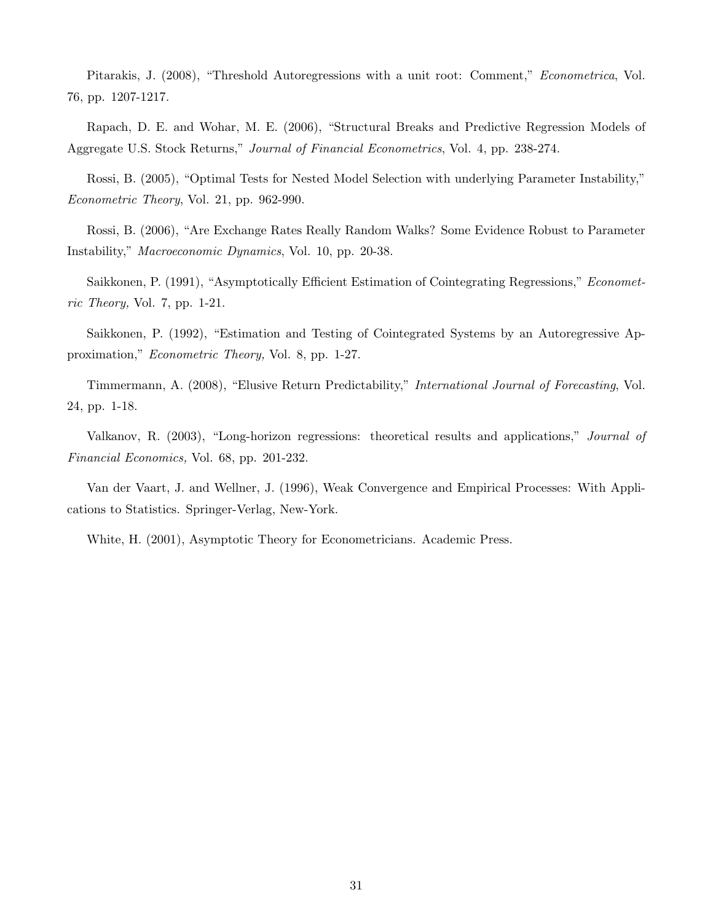Pitarakis, J. (2008), "Threshold Autoregressions with a unit root: Comment," *Econometrica*, Vol. 76, pp. 1207-1217.

Rapach, D. E. and Wohar, M. E. (2006), "Structural Breaks and Predictive Regression Models of Aggregate U.S. Stock Returns," *Journal of Financial Econometrics*, Vol. 4, pp. 238-274.

Rossi, B. (2005), "Optimal Tests for Nested Model Selection with underlying Parameter Instability," *Econometric Theory*, Vol. 21, pp. 962-990.

Rossi, B. (2006), "Are Exchange Rates Really Random Walks? Some Evidence Robust to Parameter Instability," *Macroeconomic Dynamics*, Vol. 10, pp. 20-38.

Saikkonen, P. (1991), "Asymptotically Efficient Estimation of Cointegrating Regressions," *Econometric Theory,* Vol. 7, pp. 1-21.

Saikkonen, P. (1992), "Estimation and Testing of Cointegrated Systems by an Autoregressive Approximation," *Econometric Theory,* Vol. 8, pp. 1-27.

Timmermann, A. (2008), "Elusive Return Predictability," *International Journal of Forecasting*, Vol. 24, pp. 1-18.

Valkanov, R. (2003), "Long-horizon regressions: theoretical results and applications," *Journal of Financial Economics,* Vol. 68, pp. 201-232.

Van der Vaart, J. and Wellner, J. (1996), Weak Convergence and Empirical Processes: With Applications to Statistics. Springer-Verlag, New-York.

White, H. (2001), Asymptotic Theory for Econometricians. Academic Press.